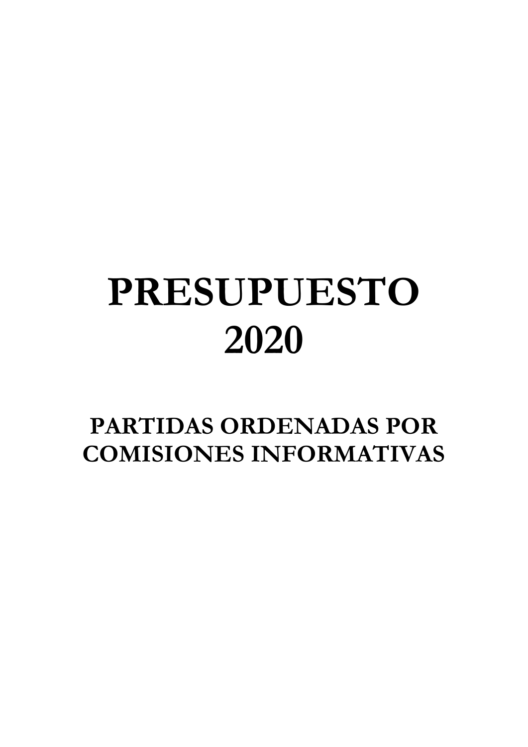# PRESUPUESTO 2020

## PARTIDAS ORDENADAS POR COMISIONES INFORMATIVAS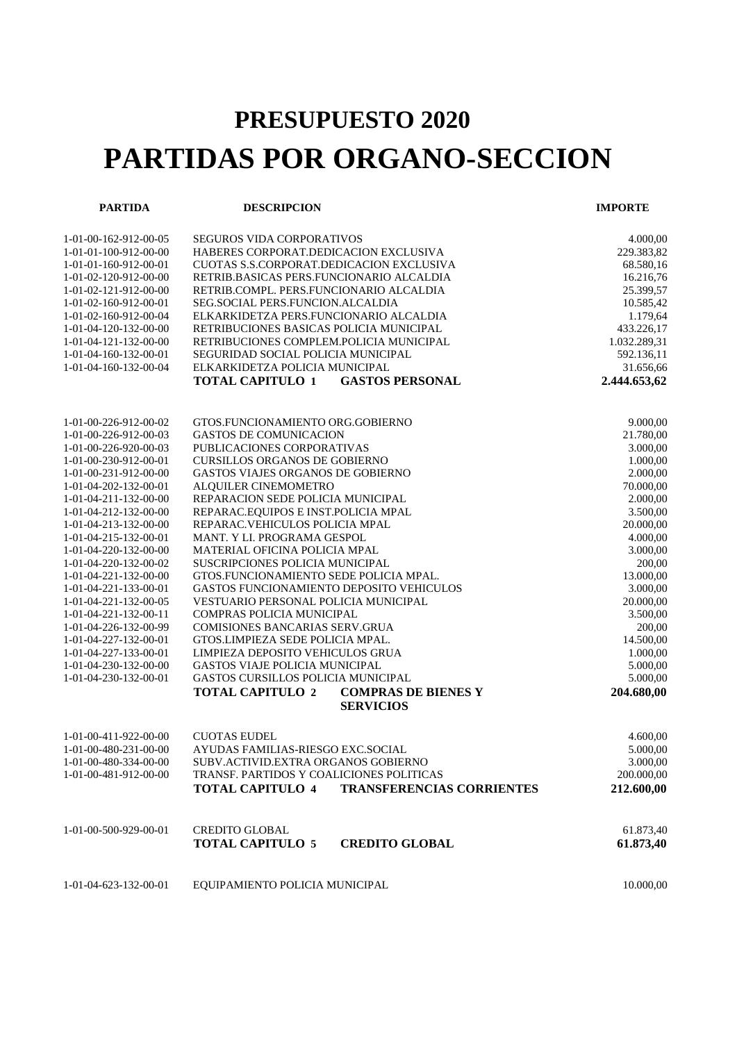# PRESUPUESTO 2020

# PARTIDAS POR ORGANO-SECCION

| PARTIDA | DESCRIPCION | IMPORTE |
|---|---|---|
| 1-01-00-162-912-00-05 | SEGUROS VIDA CORPORATIVOS | 4.000,00 |
| 1-01-01-100-912-00-00 | HABERES CORPORAT.DEDICACION EXCLUSIVA | 229.383,82 |
| 1-01-01-160-912-00-01 | CUOTAS S.S.CORPORAT.DEDICACION EXCLUSIVA | 68.580,16 |
| 1-01-02-120-912-00-00 | RETRIB.BASICAS PERS.FUNCIONARIO ALCALDIA | 16.216,76 |
| 1-01-02-121-912-00-00 | RETRIB.COMPL. PERS.FUNCIONARIO ALCALDIA | 25.399,57 |
| 1-01-02-160-912-00-01 | SEG.SOCIAL PERS.FUNCION.ALCALDIA | 10.585,42 |
| 1-01-02-160-912-00-04 | ELKARKIDETZA PERS.FUNCIONARIO ALCALDIA | 1.179,64 |
| 1-01-04-120-132-00-00 | RETRIBUCIONES BASICAS POLICIA MUNICIPAL | 433.226,17 |
| 1-01-04-121-132-00-00 | RETRIBUCIONES COMPLEM.POLICIA MUNICIPAL | 1.032.289,31 |
| 1-01-04-160-132-00-01 | SEGURIDAD SOCIAL POLICIA MUNICIPAL | 592.136,11 |
| 1-01-04-160-132-00-04 | ELKARKIDETZA POLICIA MUNICIPAL | 31.656,66 |
| | **TOTAL CAPITULO 1 GASTOS PERSONAL** | **2.444.653,62** |
| 1-01-00-226-912-00-02 | GTOS.FUNCIONAMIENTO ORG.GOBIERNO | 9.000,00 |
| 1-01-00-226-912-00-03 | GASTOS DE COMUNICACION | 21.780,00 |
| 1-01-00-226-920-00-03 | PUBLICACIONES CORPORATIVAS | 3.000,00 |
| 1-01-00-230-912-00-01 | CURSILLOS ORGANOS DE GOBIERNO | 1.000,00 |
| 1-01-00-231-912-00-00 | GASTOS VIAJES ORGANOS DE GOBIERNO | 2.000,00 |
| 1-01-04-202-132-00-01 | ALQUILER CINEMOMETRO | 70.000,00 |
| 1-01-04-211-132-00-00 | REPARACION SEDE POLICIA MUNICIPAL | 2.000,00 |
| 1-01-04-212-132-00-00 | REPARAC.EQUIPOS E INST.POLICIA MPAL | 3.500,00 |
| 1-01-04-213-132-00-00 | REPARAC.VEHICULOS POLICIA MPAL | 20.000,00 |
| 1-01-04-215-132-00-01 | MANT. Y LI. PROGRAMA GESPOL | 4.000,00 |
| 1-01-04-220-132-00-00 | MATERIAL OFICINA POLICIA MPAL | 3.000,00 |
| 1-01-04-220-132-00-02 | SUSCRIPCIONES POLICIA MUNICIPAL | 200,00 |
| 1-01-04-221-132-00-00 | GTOS.FUNCIONAMIENTO SEDE POLICIA MPAL. | 13.000,00 |
| 1-01-04-221-133-00-01 | GASTOS FUNCIONAMIENTO DEPOSITO VEHICULOS | 3.000,00 |
| 1-01-04-221-132-00-05 | VESTUARIO PERSONAL POLICIA MUNICIPAL | 20.000,00 |
| 1-01-04-221-132-00-11 | COMPRAS POLICIA MUNICIPAL | 3.500,00 |
| 1-01-04-226-132-00-99 | COMISIONES BANCARIAS SERV.GRUA | 200,00 |
| 1-01-04-227-132-00-01 | GTOS.LIMPIEZA SEDE POLICIA MPAL. | 14.500,00 |
| 1-01-04-227-133-00-01 | LIMPIEZA DEPOSITO VEHICULOS GRUA | 1.000,00 |
| 1-01-04-230-132-00-00 | GASTOS VIAJE POLICIA MUNICIPAL | 5.000,00 |
| 1-01-04-230-132-00-01 | GASTOS CURSILLOS POLICIA MUNICIPAL | 5.000,00 |
| | **TOTAL CAPITULO 2 COMPRAS DE BIENES Y SERVICIOS** | **204.680,00** |
| 1-01-00-411-922-00-00 | CUOTAS EUDEL | 4.600,00 |
| 1-01-00-480-231-00-00 | AYUDAS FAMILIAS-RIESGO EXC.SOCIAL | 5.000,00 |
| 1-01-00-480-334-00-00 | SUBV.ACTIVID.EXTRA ORGANOS GOBIERNO | 3.000,00 |
| 1-01-00-481-912-00-00 | TRANSF. PARTIDOS Y COALICIONES POLITICAS | 200.000,00 |
| | **TOTAL CAPITULO 4 TRANSFERENCIAS CORRIENTES** | **212.600,00** |
| 1-01-00-500-929-00-01 | CREDITO GLOBAL | 61.873,40 |
| | **TOTAL CAPITULO 5 CREDITO GLOBAL** | **61.873,40** |
| 1-01-04-623-132-00-01 | EQUIPAMIENTO POLICIA MUNICIPAL | 10.000,00 |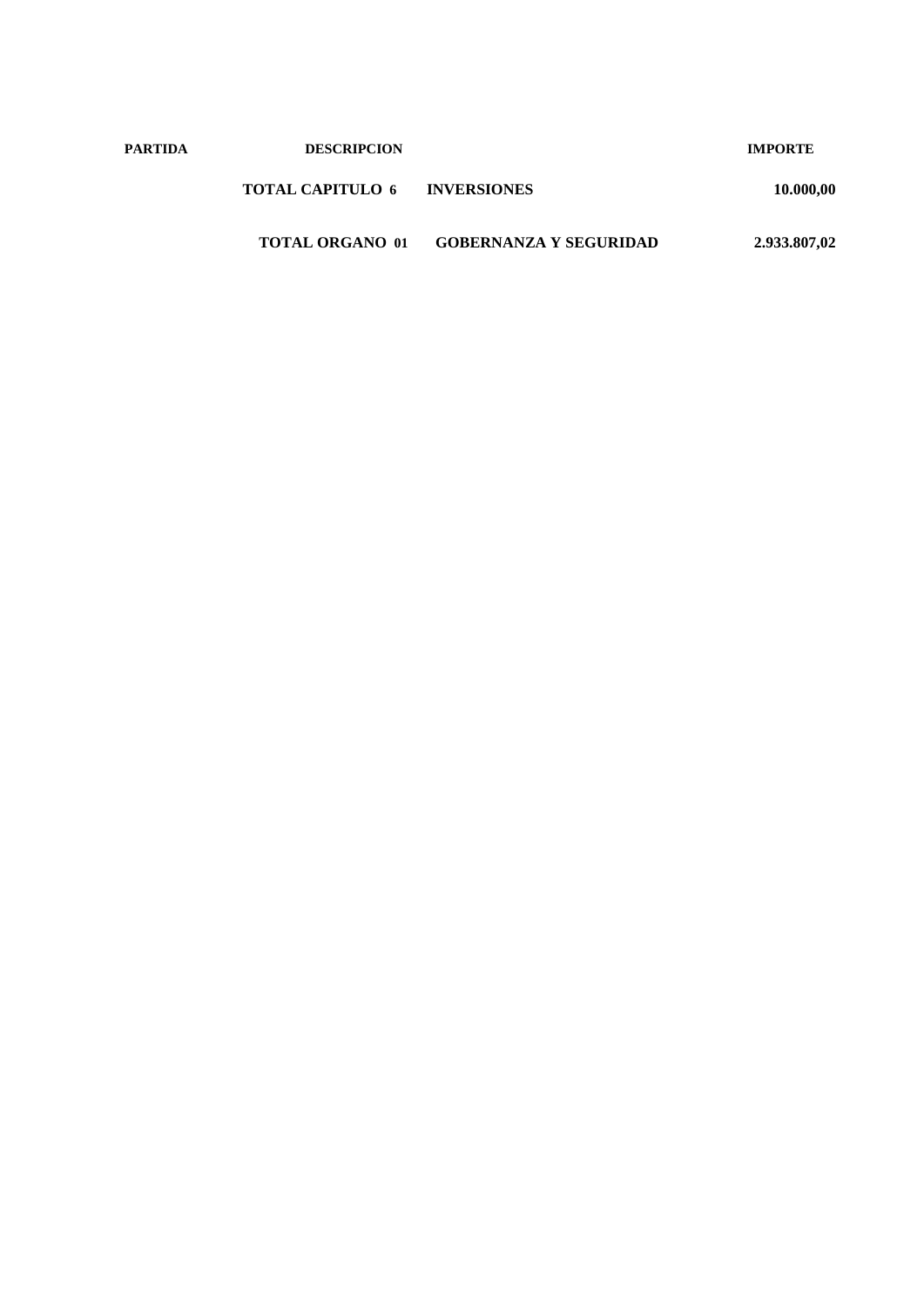| PARTIDA | DESCRIPCION | | IMPORTE |
| --- | --- | --- | --- |
| | **TOTAL CAPITULO 6** | **INVERSIONES** | **10.000,00** |
| | **TOTAL ORGANO 01** | **GOBERNANZA Y SEGURIDAD** | **2.933.807,02** |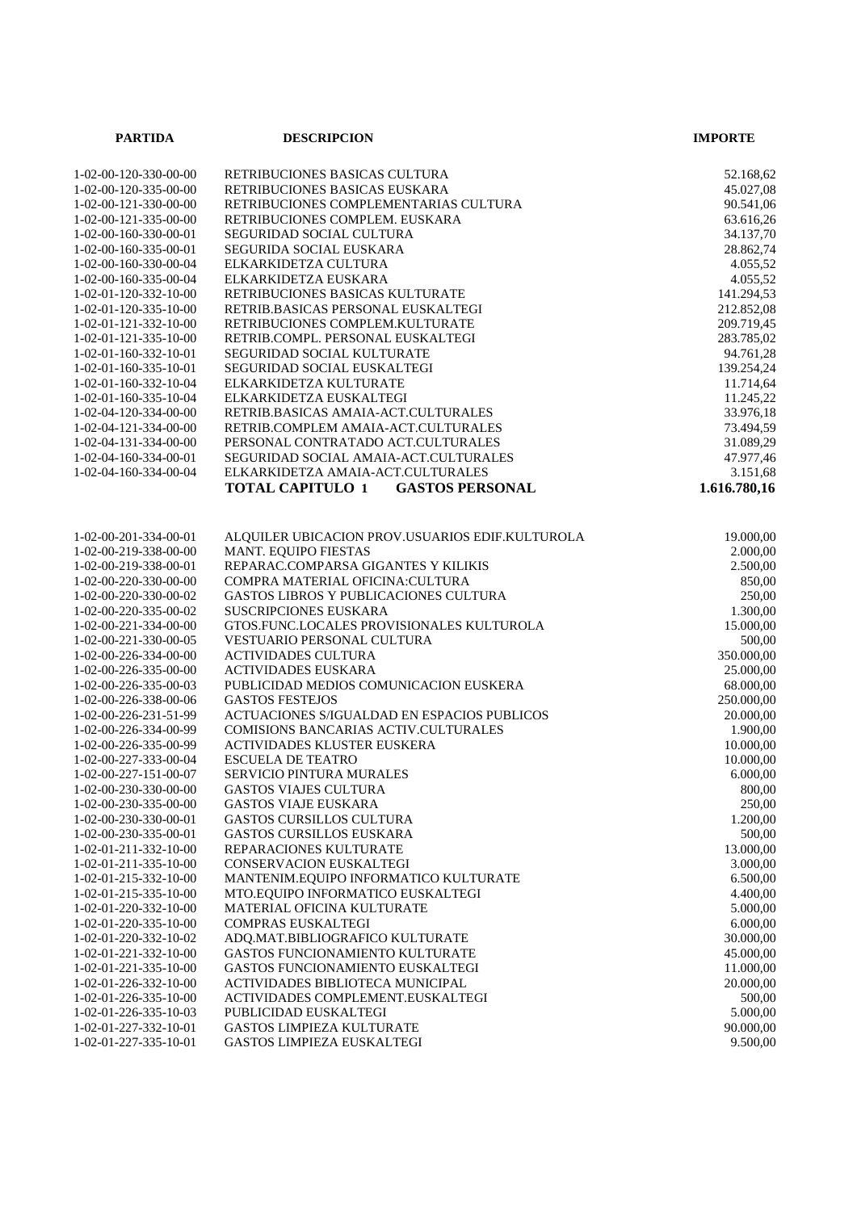| PARTIDA | DESCRIPCION | IMPORTE |
|---|---|---|
| 1-02-00-120-330-00-00 | RETRIBUCIONES BASICAS CULTURA | 52.168,62 |
| 1-02-00-120-335-00-00 | RETRIBUCIONES BASICAS EUSKARA | 45.027,08 |
| 1-02-00-121-330-00-00 | RETRIBUCIONES COMPLEMENTARIAS CULTURA | 90.541,06 |
| 1-02-00-121-335-00-00 | RETRIBUCIONES COMPLEM. EUSKARA | 63.616,26 |
| 1-02-00-160-330-00-01 | SEGURIDAD SOCIAL CULTURA | 34.137,70 |
| 1-02-00-160-335-00-01 | SEGURIDA SOCIAL EUSKARA | 28.862,74 |
| 1-02-00-160-330-00-04 | ELKARKIDETZA CULTURA | 4.055,52 |
| 1-02-00-160-335-00-04 | ELKARKIDETZA EUSKARA | 4.055,52 |
| 1-02-01-120-332-10-00 | RETRIBUCIONES BASICAS KULTURATE | 141.294,53 |
| 1-02-01-120-335-10-00 | RETRIB.BASICAS PERSONAL EUSKALTEGI | 212.852,08 |
| 1-02-01-121-332-10-00 | RETRIBUCIONES COMPLEM.KULTURATE | 209.719,45 |
| 1-02-01-121-335-10-00 | RETRIB.COMPL. PERSONAL EUSKALTEGI | 283.785,02 |
| 1-02-01-160-332-10-01 | SEGURIDAD SOCIAL KULTURATE | 94.761,28 |
| 1-02-01-160-335-10-01 | SEGURIDAD SOCIAL EUSKALTEGI | 139.254,24 |
| 1-02-01-160-332-10-04 | ELKARKIDETZA KULTURATE | 11.714,64 |
| 1-02-01-160-335-10-04 | ELKARKIDETZA EUSKALTEGI | 11.245,22 |
| 1-02-04-120-334-00-00 | RETRIB.BASICAS AMAIA-ACT.CULTURALES | 33.976,18 |
| 1-02-04-121-334-00-00 | RETRIB.COMPLEM AMAIA-ACT.CULTURALES | 73.494,59 |
| 1-02-04-131-334-00-00 | PERSONAL CONTRATADO ACT.CULTURALES | 31.089,29 |
| 1-02-04-160-334-00-01 | SEGURIDAD SOCIAL AMAIA-ACT.CULTURALES | 47.977,46 |
| 1-02-04-160-334-00-04 | ELKARKIDETZA AMAIA-ACT.CULTURALES | 3.151,68 |
| | **TOTAL CAPITULO 1 GASTOS PERSONAL** | **1.616.780,16** |
| | | |
| 1-02-00-201-334-00-01 | ALQUILER UBICACION PROV.USUARIOS EDIF.KULTUROLA | 19.000,00 |
| 1-02-00-219-338-00-00 | MANT. EQUIPO FIESTAS | 2.000,00 |
| 1-02-00-219-338-00-01 | REPARAC.COMPARSA GIGANTES Y KILIKIS | 2.500,00 |
| 1-02-00-220-330-00-00 | COMPRA MATERIAL OFICINA:CULTURA | 850,00 |
| 1-02-00-220-330-00-02 | GASTOS LIBROS Y PUBLICACIONES CULTURA | 250,00 |
| 1-02-00-220-335-00-02 | SUSCRIPCIONES EUSKARA | 1.300,00 |
| 1-02-00-221-334-00-00 | GTOS.FUNC.LOCALES PROVISIONALES KULTUROLA | 15.000,00 |
| 1-02-00-221-330-00-05 | VESTUARIO PERSONAL CULTURA | 500,00 |
| 1-02-00-226-334-00-00 | ACTIVIDADES CULTURA | 350.000,00 |
| 1-02-00-226-335-00-00 | ACTIVIDADES EUSKARA | 25.000,00 |
| 1-02-00-226-335-00-03 | PUBLICIDAD MEDIOS COMUNICACION EUSKERA | 68.000,00 |
| 1-02-00-226-338-00-06 | GASTOS FESTEJOS | 250.000,00 |
| 1-02-00-226-231-51-99 | ACTUACIONES S/IGUALDAD EN ESPACIOS PUBLICOS | 20.000,00 |
| 1-02-00-226-334-00-99 | COMISIONS BANCARIAS ACTIV.CULTURALES | 1.900,00 |
| 1-02-00-226-335-00-99 | ACTIVIDADES KLUSTER EUSKERA | 10.000,00 |
| 1-02-00-227-333-00-04 | ESCUELA DE TEATRO | 10.000,00 |
| 1-02-00-227-151-00-07 | SERVICIO PINTURA MURALES | 6.000,00 |
| 1-02-00-230-330-00-00 | GASTOS VIAJES CULTURA | 800,00 |
| 1-02-00-230-335-00-00 | GASTOS VIAJE EUSKARA | 250,00 |
| 1-02-00-230-330-00-01 | GASTOS CURSILLOS CULTURA | 1.200,00 |
| 1-02-00-230-335-00-01 | GASTOS CURSILLOS EUSKARA | 500,00 |
| 1-02-01-211-332-10-00 | REPARACIONES KULTURATE | 13.000,00 |
| 1-02-01-211-335-10-00 | CONSERVACION EUSKALTEGI | 3.000,00 |
| 1-02-01-215-332-10-00 | MANTENIM.EQUIPO INFORMATICO KULTURATE | 6.500,00 |
| 1-02-01-215-335-10-00 | MTO.EQUIPO INFORMATICO EUSKALTEGI | 4.400,00 |
| 1-02-01-220-332-10-00 | MATERIAL OFICINA KULTURATE | 5.000,00 |
| 1-02-01-220-335-10-00 | COMPRAS EUSKALTEGI | 6.000,00 |
| 1-02-01-220-332-10-02 | ADQ.MAT.BIBLIOGRAFICO KULTURATE | 30.000,00 |
| 1-02-01-221-332-10-00 | GASTOS FUNCIONAMIENTO KULTURATE | 45.000,00 |
| 1-02-01-221-335-10-00 | GASTOS FUNCIONAMIENTO EUSKALTEGI | 11.000,00 |
| 1-02-01-226-332-10-00 | ACTIVIDADES BIBLIOTECA MUNICIPAL | 20.000,00 |
| 1-02-01-226-335-10-00 | ACTIVIDADES COMPLEMENT.EUSKALTEGI | 500,00 |
| 1-02-01-226-335-10-03 | PUBLICIDAD EUSKALTEGI | 5.000,00 |
| 1-02-01-227-332-10-01 | GASTOS LIMPIEZA KULTURATE | 90.000,00 |
| 1-02-01-227-335-10-01 | GASTOS LIMPIEZA EUSKALTEGI | 9.500,00 |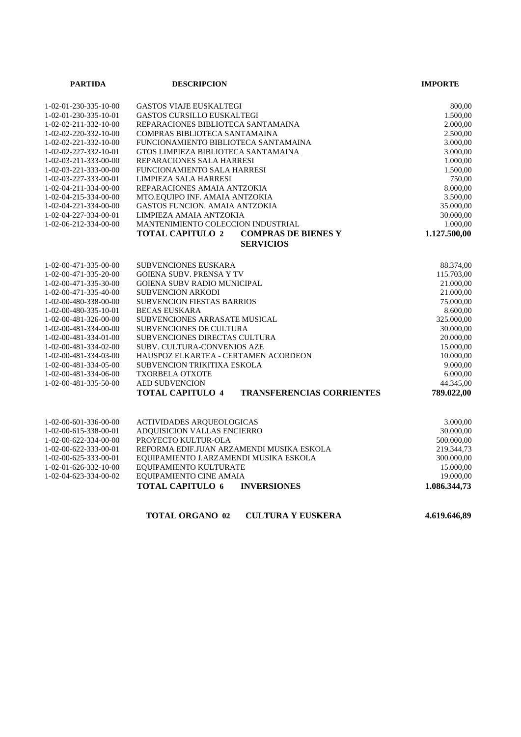| PARTIDA | DESCRIPCION | IMPORTE |
| --- | --- | --- |
| 1-02-01-230-335-10-00 | GASTOS VIAJE EUSKALTEGI | 800,00 |
| 1-02-01-230-335-10-01 | GASTOS CURSILLO EUSKALTEGI | 1.500,00 |
| 1-02-02-211-332-10-00 | REPARACIONES BIBLIOTECA SANTAMAINA | 2.000,00 |
| 1-02-02-220-332-10-00 | COMPRAS BIBLIOTECA SANTAMAINA | 2.500,00 |
| 1-02-02-221-332-10-00 | FUNCIONAMIENTO BIBLIOTECA SANTAMAINA | 3.000,00 |
| 1-02-02-227-332-10-01 | GTOS LIMPIEZA BIBLIOTECA SANTAMAINA | 3.000,00 |
| 1-02-03-211-333-00-00 | REPARACIONES SALA HARRESI | 1.000,00 |
| 1-02-03-221-333-00-00 | FUNCIONAMIENTO SALA HARRESI | 1.500,00 |
| 1-02-03-227-333-00-01 | LIMPIEZA SALA HARRESI | 750,00 |
| 1-02-04-211-334-00-00 | REPARACIONES AMAIA ANTZOKIA | 8.000,00 |
| 1-02-04-215-334-00-00 | MTO.EQUIPO INF. AMAIA ANTZOKIA | 3.500,00 |
| 1-02-04-221-334-00-00 | GASTOS FUNCION. AMAIA ANTZOKIA | 35.000,00 |
| 1-02-04-227-334-00-01 | LIMPIEZA AMAIA ANTZOKIA | 30.000,00 |
| 1-02-06-212-334-00-00 | MANTENIMIENTO COLECCION INDUSTRIAL | 1.000,00 |
| | **TOTAL CAPITULO 2 COMPRAS DE BIENES Y SERVICIOS** | **1.127.500,00** |
| | | |
| 1-02-00-471-335-00-00 | SUBVENCIONES EUSKARA | 88.374,00 |
| 1-02-00-471-335-20-00 | GOIENA SUBV. PRENSA Y TV | 115.703,00 |
| 1-02-00-471-335-30-00 | GOIENA SUBV RADIO MUNICIPAL | 21.000,00 |
| 1-02-00-471-335-40-00 | SUBVENCION ARKODI | 21.000,00 |
| 1-02-00-480-338-00-00 | SUBVENCION FIESTAS BARRIOS | 75.000,00 |
| 1-02-00-480-335-10-01 | BECAS EUSKARA | 8.600,00 |
| 1-02-00-481-326-00-00 | SUBVENCIONES ARRASATE MUSICAL | 325.000,00 |
| 1-02-00-481-334-00-00 | SUBVENCIONES DE CULTURA | 30.000,00 |
| 1-02-00-481-334-01-00 | SUBVENCIONES DIRECTAS CULTURA | 20.000,00 |
| 1-02-00-481-334-02-00 | SUBV. CULTURA-CONVENIOS AZE | 15.000,00 |
| 1-02-00-481-334-03-00 | HAUSPOZ ELKARTEA - CERTAMEN ACORDEON | 10.000,00 |
| 1-02-00-481-334-05-00 | SUBVENCION TRIKITIXA ESKOLA | 9.000,00 |
| 1-02-00-481-334-06-00 | TXORBELA OTXOTE | 6.000,00 |
| 1-02-00-481-335-50-00 | AED SUBVENCION | 44.345,00 |
| | **TOTAL CAPITULO 4 TRANSFERENCIAS CORRIENTES** | **789.022,00** |
| | | |
| 1-02-00-601-336-00-00 | ACTIVIDADES ARQUEOLOGICAS | 3.000,00 |
| 1-02-00-615-338-00-01 | ADQUISICION VALLAS ENCIERRO | 30.000,00 |
| 1-02-00-622-334-00-00 | PROYECTO KULTUR-OLA | 500.000,00 |
| 1-02-00-622-333-00-01 | REFORMA EDIF.JUAN ARZAMENDI MUSIKA ESKOLA | 219.344,73 |
| 1-02-00-625-333-00-01 | EQUIPAMIENTO J.ARZAMENDI MUSIKA ESKOLA | 300.000,00 |
| 1-02-01-626-332-10-00 | EQUIPAMIENTO KULTURATE | 15.000,00 |
| 1-02-04-623-334-00-02 | EQUIPAMIENTO CINE AMAIA | 19.000,00 |
| | **TOTAL CAPITULO 6 INVERSIONES** | **1.086.344,73** |
| | | |
| | **TOTAL ORGANO 02 CULTURA Y EUSKERA** | **4.619.646,89** |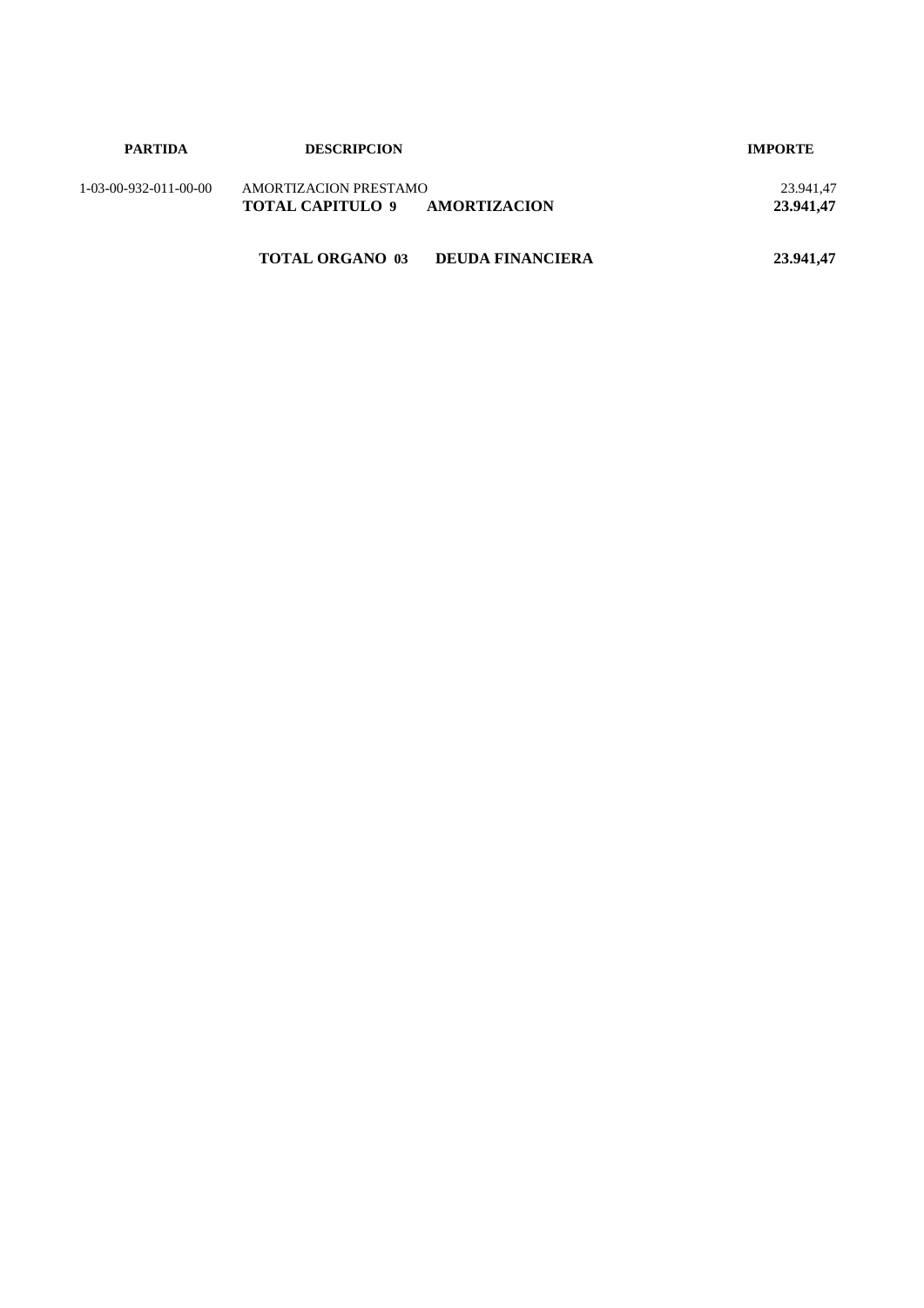| PARTIDA | DESCRIPCION | | IMPORTE |
| --- | --- | --- | --- |
| 1-03-00-932-011-00-00 | AMORTIZACION PRESTAMO | | 23.941,47 |
| | **TOTAL CAPITULO 9** | **AMORTIZACION** | **23.941,47** |
| | **TOTAL ORGANO 03** | **DEUDA FINANCIERA** | **23.941,47** |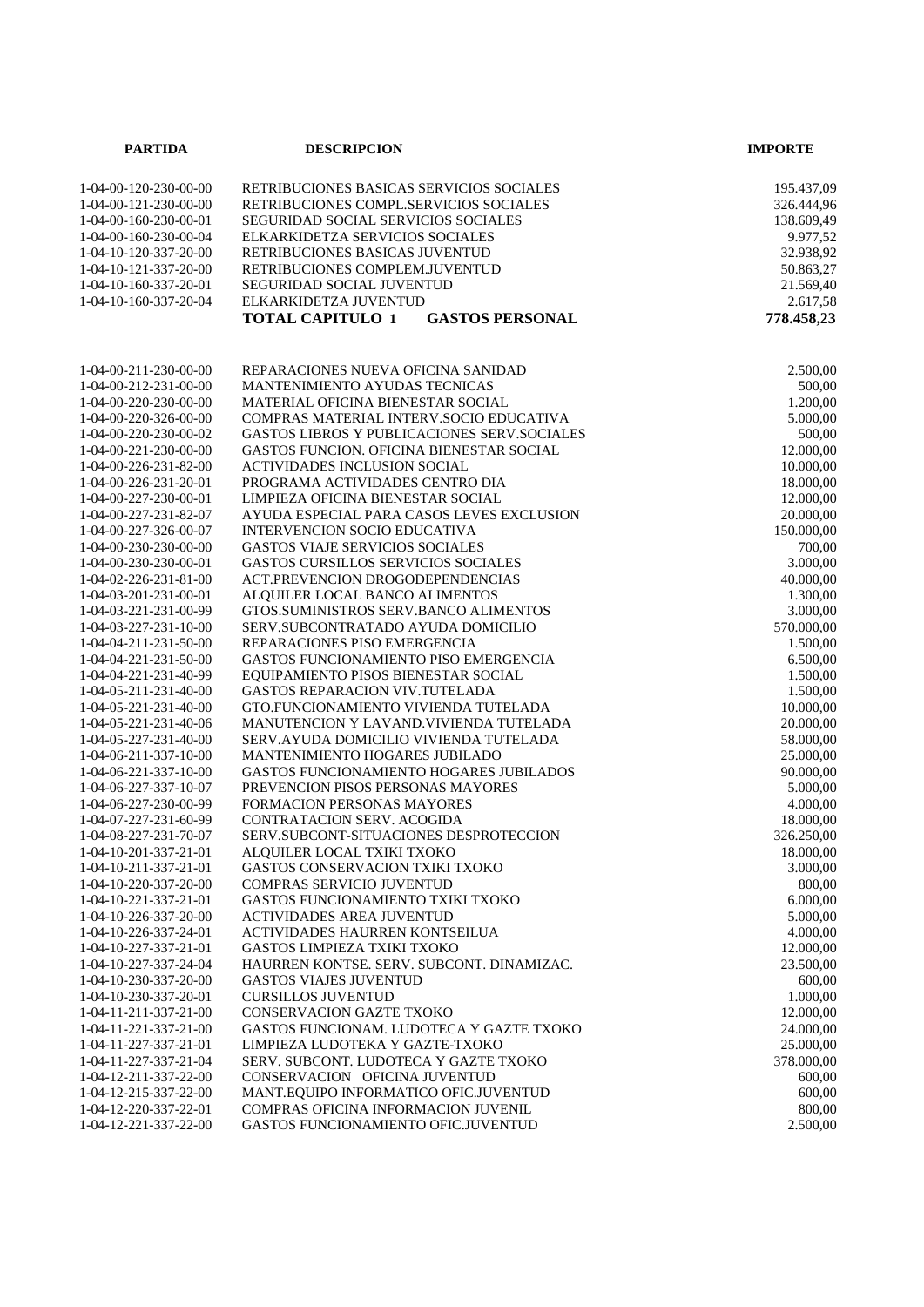| PARTIDA | DESCRIPCION | IMPORTE |
|---|---|---|
| 1-04-00-120-230-00-00 | RETRIBUCIONES BASICAS SERVICIOS SOCIALES | 195.437,09 |
| 1-04-00-121-230-00-00 | RETRIBUCIONES COMPL.SERVICIOS SOCIALES | 326.444,96 |
| 1-04-00-160-230-00-01 | SEGURIDAD SOCIAL SERVICIOS SOCIALES | 138.609,49 |
| 1-04-00-160-230-00-04 | ELKARKIDETZA SERVICIOS SOCIALES | 9.977,52 |
| 1-04-10-120-337-20-00 | RETRIBUCIONES BASICAS JUVENTUD | 32.938,92 |
| 1-04-10-121-337-20-00 | RETRIBUCIONES COMPLEM.JUVENTUD | 50.863,27 |
| 1-04-10-160-337-20-01 | SEGURIDAD SOCIAL JUVENTUD | 21.569,40 |
| 1-04-10-160-337-20-04 | ELKARKIDETZA JUVENTUD | 2.617,58 |
| | **TOTAL CAPITULO 1 GASTOS PERSONAL** | **778.458,23** |
| | | |
| 1-04-00-211-230-00-00 | REPARACIONES NUEVA OFICINA SANIDAD | 2.500,00 |
| 1-04-00-212-231-00-00 | MANTENIMIENTO AYUDAS TECNICAS | 500,00 |
| 1-04-00-220-230-00-00 | MATERIAL OFICINA BIENESTAR SOCIAL | 1.200,00 |
| 1-04-00-220-326-00-00 | COMPRAS MATERIAL INTERV.SOCIO EDUCATIVA | 5.000,00 |
| 1-04-00-220-230-00-02 | GASTOS LIBROS Y PUBLICACIONES SERV.SOCIALES | 500,00 |
| 1-04-00-221-230-00-00 | GASTOS FUNCION. OFICINA BIENESTAR SOCIAL | 12.000,00 |
| 1-04-00-226-231-82-00 | ACTIVIDADES INCLUSION SOCIAL | 10.000,00 |
| 1-04-00-226-231-20-01 | PROGRAMA ACTIVIDADES CENTRO DIA | 18.000,00 |
| 1-04-00-227-230-00-01 | LIMPIEZA OFICINA BIENESTAR SOCIAL | 12.000,00 |
| 1-04-00-227-231-82-07 | AYUDA ESPECIAL PARA CASOS LEVES EXCLUSION | 20.000,00 |
| 1-04-00-227-326-00-07 | INTERVENCION SOCIO EDUCATIVA | 150.000,00 |
| 1-04-00-230-230-00-00 | GASTOS VIAJE SERVICIOS SOCIALES | 700,00 |
| 1-04-00-230-230-00-01 | GASTOS CURSILLOS SERVICIOS SOCIALES | 3.000,00 |
| 1-04-02-226-231-81-00 | ACT.PREVENCION DROGODEPENDENCIAS | 40.000,00 |
| 1-04-03-201-231-00-01 | ALQUILER LOCAL BANCO ALIMENTOS | 1.300,00 |
| 1-04-03-221-231-00-99 | GTOS.SUMINISTROS SERV.BANCO ALIMENTOS | 3.000,00 |
| 1-04-03-227-231-10-00 | SERV.SUBCONTRATADO AYUDA DOMICILIO | 570.000,00 |
| 1-04-04-211-231-50-00 | REPARACIONES PISO EMERGENCIA | 1.500,00 |
| 1-04-04-221-231-50-00 | GASTOS FUNCIONAMIENTO PISO EMERGENCIA | 6.500,00 |
| 1-04-04-221-231-40-99 | EQUIPAMIENTO PISOS BIENESTAR SOCIAL | 1.500,00 |
| 1-04-05-211-231-40-00 | GASTOS REPARACION VIV.TUTELADA | 1.500,00 |
| 1-04-05-221-231-40-00 | GTO.FUNCIONAMIENTO VIVIENDA TUTELADA | 10.000,00 |
| 1-04-05-221-231-40-06 | MANUTENCION Y LAVAND.VIVIENDA TUTELADA | 20.000,00 |
| 1-04-05-227-231-40-00 | SERV.AYUDA DOMICILIO VIVIENDA TUTELADA | 58.000,00 |
| 1-04-06-211-337-10-00 | MANTENIMIENTO HOGARES JUBILADO | 25.000,00 |
| 1-04-06-221-337-10-00 | GASTOS FUNCIONAMIENTO HOGARES JUBILADOS | 90.000,00 |
| 1-04-06-227-337-10-07 | PREVENCION PISOS PERSONAS MAYORES | 5.000,00 |
| 1-04-06-227-230-00-99 | FORMACION PERSONAS MAYORES | 4.000,00 |
| 1-04-07-227-231-60-99 | CONTRATACION SERV. ACOGIDA | 18.000,00 |
| 1-04-08-227-231-70-07 | SERV.SUBCONTRATADO-SITUACIONES DESPROTECCION | 326.250,00 |
| 1-04-10-201-337-21-01 | ALQUILER LOCAL TXIKI TXOKO | 18.000,00 |
| 1-04-10-211-337-21-01 | GASTOS CONSERVACION TXIKI TXOKO | 3.000,00 |
| 1-04-10-220-337-20-00 | COMPRAS SERVICIO JUVENTUD | 800,00 |
| 1-04-10-221-337-21-01 | GASTOS FUNCIONAMIENTO TXIKI TXOKO | 6.000,00 |
| 1-04-10-226-337-20-00 | ACTIVIDADES AREA JUVENTUD | 5.000,00 |
| 1-04-10-226-337-24-01 | ACTIVIDADES HAURREN KONTSEILUA | 4.000,00 |
| 1-04-10-227-337-21-01 | GASTOS LIMPIEZA TXIKI TXOKO | 12.000,00 |
| 1-04-10-227-337-24-04 | HAURREN KONTSE. SERV. SUBCONT. DINAMIZAC. | 23.500,00 |
| 1-04-10-230-337-20-00 | GASTOS VIAJES JUVENTUD | 600,00 |
| 1-04-10-230-337-20-01 | CURSILLOS JUVENTUD | 1.000,00 |
| 1-04-11-211-337-21-00 | CONSERVACION GAZTE TXOKO | 12.000,00 |
| 1-04-11-221-337-21-00 | GASTOS FUNCIONAM. LUDOTECA Y GAZTE TXOKO | 24.000,00 |
| 1-04-11-227-337-21-01 | LIMPIEZA LUDOTEKA Y GAZTE-TXOKO | 25.000,00 |
| 1-04-11-227-337-21-04 | SERV. SUBCONT. LUDOTECA Y GAZTE TXOKO | 378.000,00 |
| 1-04-12-211-337-22-00 | CONSERVACION OFICINA JUVENTUD | 600,00 |
| 1-04-12-215-337-22-00 | MANT.EQUIPO INFORMATICO OFIC.JUVENTUD | 600,00 |
| 1-04-12-220-337-22-01 | COMPRAS OFICINA INFORMACION JUVENIL | 800,00 |
| 1-04-12-221-337-22-00 | GASTOS FUNCIONAMIENTO OFIC.JUVENTUD | 2.500,00 |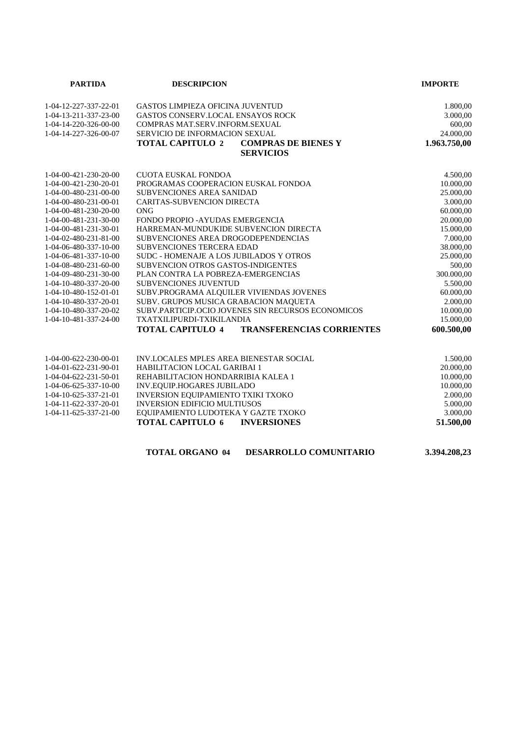| PARTIDA | DESCRIPCION | IMPORTE |
|---|---|---|
| 1-04-12-227-337-22-01 | GASTOS LIMPIEZA OFICINA JUVENTUD | 1.800,00 |
| 1-04-13-211-337-23-00 | GASTOS CONSERV.LOCAL ENSAYOS ROCK | 3.000,00 |
| 1-04-14-220-326-00-00 | COMPRAS MAT.SERV.INFORM.SEXUAL | 600,00 |
| 1-04-14-227-326-00-07 | SERVICIO DE INFORMACION SEXUAL | 24.000,00 |
| | **TOTAL CAPITULO 2 COMPRAS DE BIENES Y SERVICIOS** | **1.963.750,00** |
| 1-04-00-421-230-20-00 | CUOTA EUSKAL FONDOA | 4.500,00 |
| 1-04-00-421-230-20-01 | PROGRAMAS COOPERACION EUSKAL FONDOA | 10.000,00 |
| 1-04-00-480-231-00-00 | SUBVENCIONES AREA SANIDAD | 25.000,00 |
| 1-04-00-480-231-00-01 | CARITAS-SUBVENCION DIRECTA | 3.000,00 |
| 1-04-00-481-230-20-00 | ONG | 60.000,00 |
| 1-04-00-481-231-30-00 | FONDO PROPIO -AYUDAS EMERGENCIA | 20.000,00 |
| 1-04-00-481-231-30-01 | HARREMAN-MUNDUKIDE SUBVENCION DIRECTA | 15.000,00 |
| 1-04-02-480-231-81-00 | SUBVENCIONES AREA DROGODEPENDENCIAS | 7.000,00 |
| 1-04-06-480-337-10-00 | SUBVENCIONES TERCERA EDAD | 38.000,00 |
| 1-04-06-481-337-10-00 | SUDC - HOMENAJE A LOS JUBILADOS Y OTROS | 25.000,00 |
| 1-04-08-480-231-60-00 | SUBVENCION OTROS GASTOS-INDIGENTES | 500,00 |
| 1-04-09-480-231-30-00 | PLAN CONTRA LA POBREZA-EMERGENCIAS | 300.000,00 |
| 1-04-10-480-337-20-00 | SUBVENCIONES JUVENTUD | 5.500,00 |
| 1-04-10-480-152-01-01 | SUBV.PROGRAMA ALQUILER VIVIENDAS JOVENES | 60.000,00 |
| 1-04-10-480-337-20-01 | SUBV. GRUPOS MUSICA GRABACION MAQUETA | 2.000,00 |
| 1-04-10-480-337-20-02 | SUBV.PARTICIP.OCIO JOVENES SIN RECURSOS ECONOMICOS | 10.000,00 |
| 1-04-10-481-337-24-00 | TXATXILIPURDI-TXIKILANDIA | 15.000,00 |
| | **TOTAL CAPITULO 4 TRANSFERENCIAS CORRIENTES** | **600.500,00** |
| 1-04-00-622-230-00-01 | INV.LOCALES MPLES AREA BIENESTAR SOCIAL | 1.500,00 |
| 1-04-01-622-231-90-01 | HABILITACION LOCAL GARIBAI 1 | 20.000,00 |
| 1-04-04-622-231-50-01 | REHABILITACION HONDARRIBIA KALEA 1 | 10.000,00 |
| 1-04-06-625-337-10-00 | INV.EQUIP.HOGARES JUBILADO | 10.000,00 |
| 1-04-10-625-337-21-01 | INVERSION EQUIPAMIENTO TXIKI TXOKO | 2.000,00 |
| 1-04-11-622-337-20-01 | INVERSION EDIFICIO MULTIUSOS | 5.000,00 |
| 1-04-11-625-337-21-00 | EQUIPAMIENTO LUDOTEKA Y GAZTE TXOKO | 3.000,00 |
| | **TOTAL CAPITULO 6 INVERSIONES** | **51.500,00** |
| | **TOTAL ORGANO 04 DESARROLLO COMUNITARIO** | **3.394.208,23** |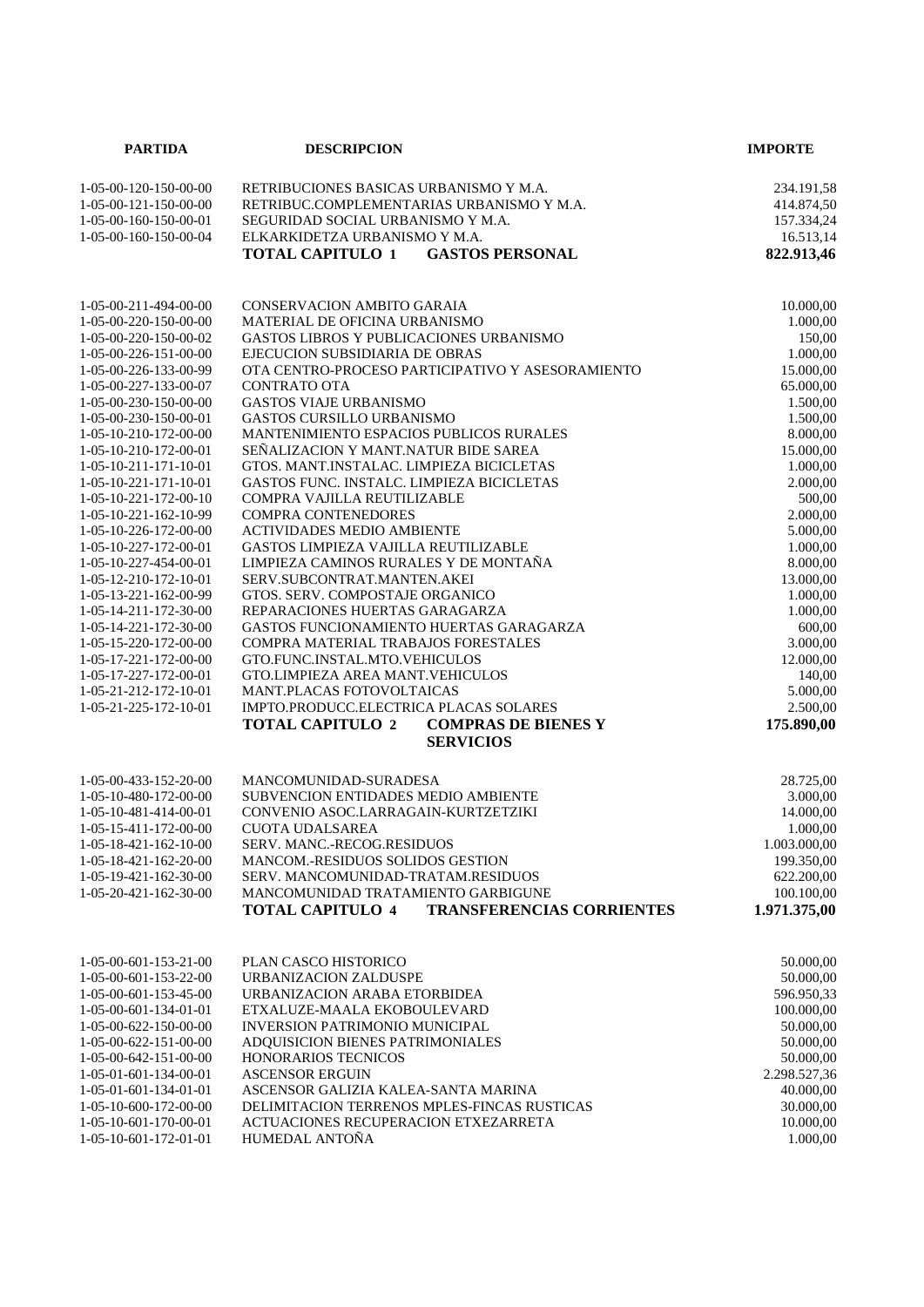| PARTIDA | DESCRIPCION | IMPORTE |
|---|---|---|
| 1-05-00-120-150-00-00 | RETRIBUCIONES BASICAS URBANISMO Y M.A. | 234.191,58 |
| 1-05-00-121-150-00-00 | RETRIBUC.COMPLEMENTARIAS URBANISMO Y M.A. | 414.874,50 |
| 1-05-00-160-150-00-01 | SEGURIDAD SOCIAL URBANISMO Y M.A. | 157.334,24 |
| 1-05-00-160-150-00-04 | ELKARKIDETZA URBANISMO Y M.A. | 16.513,14 |
| | **TOTAL CAPITULO 1 GASTOS PERSONAL** | **822.913,46** |
| 1-05-00-211-494-00-00 | CONSERVACION AMBITO GARAIA | 10.000,00 |
| 1-05-00-220-150-00-00 | MATERIAL DE OFICINA URBANISMO | 1.000,00 |
| 1-05-00-220-150-00-02 | GASTOS LIBROS Y PUBLICACIONES URBANISMO | 150,00 |
| 1-05-00-226-151-00-00 | EJECUCION SUBSIDIARIA DE OBRAS | 1.000,00 |
| 1-05-00-226-133-00-99 | OTA CENTRO-PROCESO PARTICIPATIVO Y ASESORAMIENTO | 15.000,00 |
| 1-05-00-227-133-00-07 | CONTRATO OTA | 65.000,00 |
| 1-05-00-230-150-00-00 | GASTOS VIAJE URBANISMO | 1.500,00 |
| 1-05-00-230-150-00-01 | GASTOS CURSILLO URBANISMO | 1.500,00 |
| 1-05-10-210-172-00-00 | MANTENIMIENTO ESPACIOS PUBLICOS RURALES | 8.000,00 |
| 1-05-10-210-172-00-01 | SEÑALIZACION Y MANT.NATUR BIDE SAREA | 15.000,00 |
| 1-05-10-211-171-10-01 | GTOS. MANT.INSTALAC. LIMPIEZA BICICLETAS | 1.000,00 |
| 1-05-10-221-171-10-01 | GASTOS FUNC. INSTALC. LIMPIEZA BICICLETAS | 2.000,00 |
| 1-05-10-221-172-00-10 | COMPRA VAJILLA REUTILIZABLE | 500,00 |
| 1-05-10-221-162-10-99 | COMPRA CONTENEDORES | 2.000,00 |
| 1-05-10-226-172-00-00 | ACTIVIDADES MEDIO AMBIENTE | 5.000,00 |
| 1-05-10-227-172-00-01 | GASTOS LIMPIEZA VAJILLA REUTILIZABLE | 1.000,00 |
| 1-05-10-227-454-00-01 | LIMPIEZA CAMINOS RURALES Y DE MONTAÑA | 8.000,00 |
| 1-05-12-210-172-10-01 | SERV.SUBCONTRAT.MANTEN.AKEI | 13.000,00 |
| 1-05-13-221-162-00-99 | GTOS. SERV. COMPOSTAJE ORGANICO | 1.000,00 |
| 1-05-14-211-172-30-00 | REPARACIONES HUERTAS GARAGARZA | 1.000,00 |
| 1-05-14-221-172-30-00 | GASTOS FUNCIONAMIENTO HUERTAS GARAGARZA | 600,00 |
| 1-05-15-220-172-00-00 | COMPRA MATERIAL TRABAJOS FORESTALES | 3.000,00 |
| 1-05-17-221-172-00-00 | GTO.FUNC.INSTAL.MTO.VEHICULOS | 12.000,00 |
| 1-05-17-227-172-00-01 | GTO.LIMPIEZA AREA MANT.VEHICULOS | 140,00 |
| 1-05-21-212-172-10-01 | MANT.PLACAS FOTOVOLTAICAS | 5.000,00 |
| 1-05-21-225-172-10-01 | IMPTO.PRODUCC.ELECTRICA PLACAS SOLARES | 2.500,00 |
| | **TOTAL CAPITULO 2 COMPRAS DE BIENES Y SERVICIOS** | **175.890,00** |
| 1-05-00-433-152-20-00 | MANCOMUNIDAD-SURADESA | 28.725,00 |
| 1-05-10-480-172-00-00 | SUBVENCION ENTIDADES MEDIO AMBIENTE | 3.000,00 |
| 1-05-10-481-414-00-01 | CONVENIO ASOC.LARRAGAIN-KURTZETZIKI | 14.000,00 |
| 1-05-15-411-172-00-00 | CUOTA UDALSAREA | 1.000,00 |
| 1-05-18-421-162-10-00 | SERV. MANC.-RECOG.RESIDUOS | 1.003.000,00 |
| 1-05-18-421-162-20-00 | MANCOM.-RESIDUOS SOLIDOS GESTION | 199.350,00 |
| 1-05-19-421-162-30-00 | SERV. MANCOMUNIDAD-TRATAM.RESIDUOS | 622.200,00 |
| 1-05-20-421-162-30-00 | MANCOMUNIDAD TRATAMIENTO GARBIGUNE | 100.100,00 |
| | **TOTAL CAPITULO 4 TRANSFERENCIAS CORRIENTES** | **1.971.375,00** |
| 1-05-00-601-153-21-00 | PLAN CASCO HISTORICO | 50.000,00 |
| 1-05-00-601-153-22-00 | URBANIZACION ZALDUSPE | 50.000,00 |
| 1-05-00-601-153-45-00 | URBANIZACION ARABA ETORBIDEA | 596.950,33 |
| 1-05-00-601-134-01-01 | ETXALUZE-MAALA EKOBOULEVARD | 100.000,00 |
| 1-05-00-622-150-00-00 | INVERSION PATRIMONIO MUNICIPAL | 50.000,00 |
| 1-05-00-622-151-00-00 | ADQUISICION BIENES PATRIMONIALES | 50.000,00 |
| 1-05-00-642-151-00-00 | HONORARIOS TECNICOS | 50.000,00 |
| 1-05-01-601-134-00-01 | ASCENSOR ERGUIN | 2.298.527,36 |
| 1-05-01-601-134-01-01 | ASCENSOR GALIZIA KALEA-SANTA MARINA | 40.000,00 |
| 1-05-10-600-172-00-00 | DELIMITACION TERRENOS MPLES-FINCAS RUSTICAS | 30.000,00 |
| 1-05-10-601-170-00-01 | ACTUACIONES RECUPERACION ETXEZARRETA | 10.000,00 |
| 1-05-10-601-172-01-01 | HUMEDAL ANTOÑA | 1.000,00 |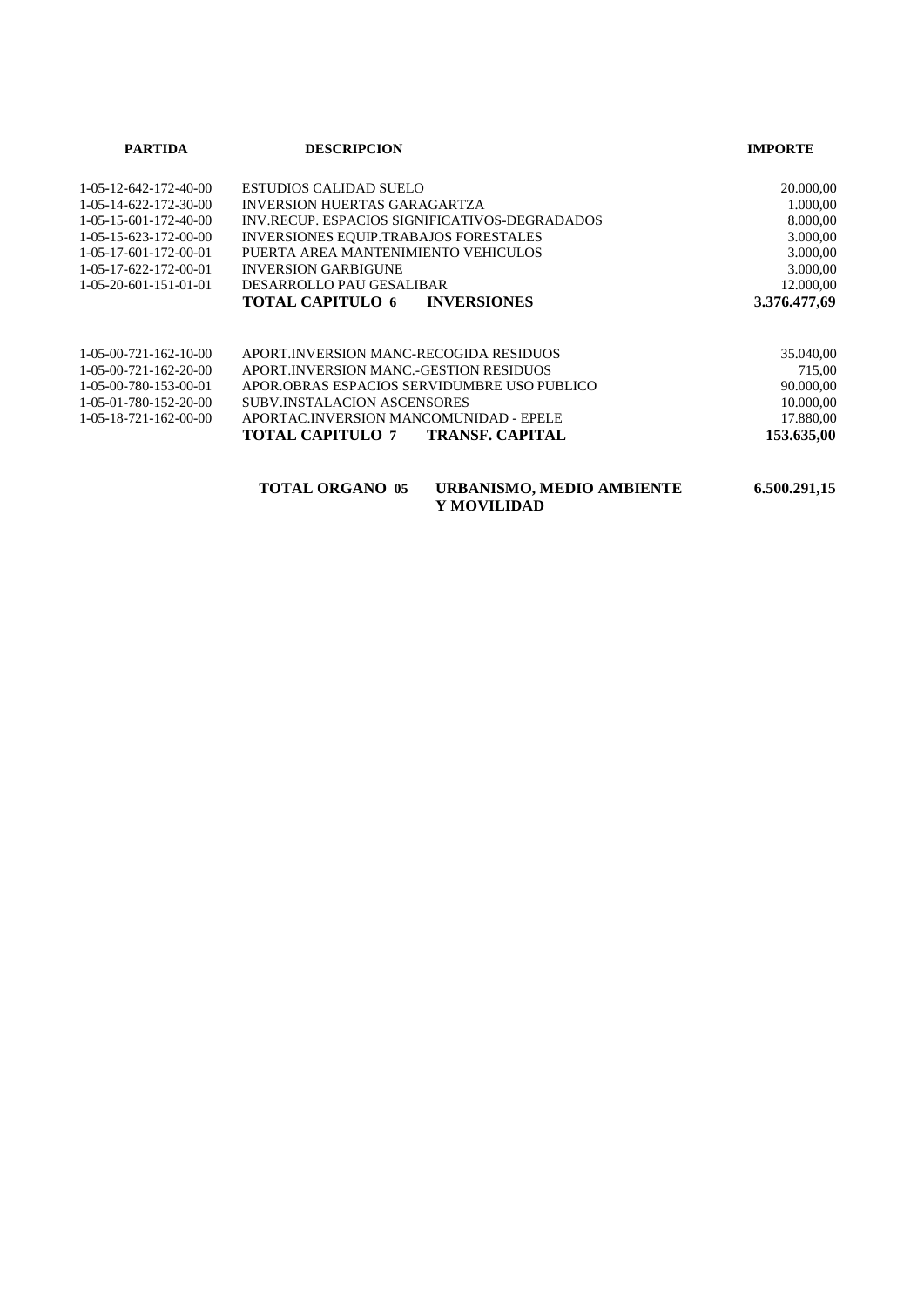| PARTIDA | DESCRIPCION | IMPORTE |
| --- | --- | --- |
| 1-05-12-642-172-40-00 | ESTUDIOS CALIDAD SUELO | 20.000,00 |
| 1-05-14-622-172-30-00 | INVERSION HUERTAS GARAGARTZA | 1.000,00 |
| 1-05-15-601-172-40-00 | INV.RECUP. ESPACIOS SIGNIFICATIVOS-DEGRADADOS | 8.000,00 |
| 1-05-15-623-172-00-00 | INVERSIONES EQUIP.TRABAJOS FORESTALES | 3.000,00 |
| 1-05-17-601-172-00-01 | PUERTA AREA MANTENIMIENTO VEHICULOS | 3.000,00 |
| 1-05-17-622-172-00-01 | INVERSION GARBIGUNE | 3.000,00 |
| 1-05-20-601-151-01-01 | DESARROLLO PAU GESALIBAR | 12.000,00 |
| | **TOTAL CAPITULO 6 INVERSIONES** | **3.376.477,69** |
| | | |
| 1-05-00-721-162-10-00 | APORT.INVERSION MANC-RECOGIDA RESIDUOS | 35.040,00 |
| 1-05-00-721-162-20-00 | APORT.INVERSION MANC.-GESTION RESIDUOS | 715,00 |
| 1-05-00-780-153-00-01 | APOR.OBRAS ESPACIOS SERVIDUMBRE USO PUBLICO | 90.000,00 |
| 1-05-01-780-152-20-00 | SUBV.INSTALACION ASCENSORES | 10.000,00 |
| 1-05-18-721-162-00-00 | APORTAC.INVERSION MANCOMUNIDAD - EPELE | 17.880,00 |
| | **TOTAL CAPITULO 7 TRANSF. CAPITAL** | **153.635,00** |
| | | |
| | **TOTAL ORGANO 05 URBANISMO, MEDIO AMBIENTE Y MOVILIDAD** | **6.500.291,15** |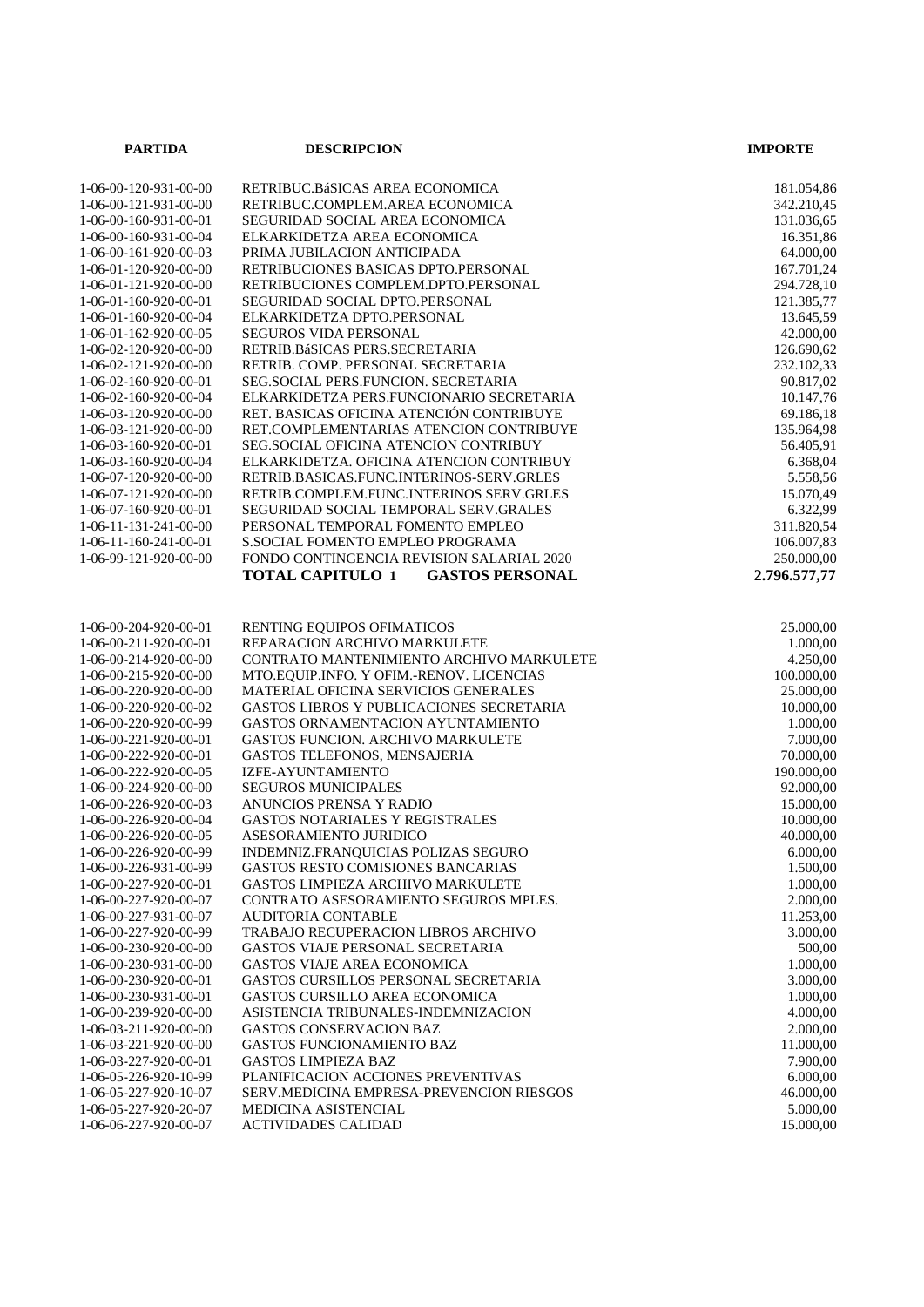| PARTIDA | DESCRIPCION | IMPORTE |
|---|---|---|
| 1-06-00-120-931-00-00 | RETRIBUC.BáSICAS AREA ECONOMICA | 181.054,86 |
| 1-06-00-121-931-00-00 | RETRIBUC.COMPLEM.AREA ECONOMICA | 342.210,45 |
| 1-06-00-160-931-00-01 | SEGURIDAD SOCIAL AREA ECONOMICA | 131.036,65 |
| 1-06-00-160-931-00-04 | ELKARKIDETZA AREA ECONOMICA | 16.351,86 |
| 1-06-00-161-920-00-03 | PRIMA JUBILACION ANTICIPADA | 64.000,00 |
| 1-06-01-120-920-00-00 | RETRIBUCIONES BASICAS DPTO.PERSONAL | 167.701,24 |
| 1-06-01-121-920-00-00 | RETRIBUCIONES COMPLEM.DPTO.PERSONAL | 294.728,10 |
| 1-06-01-160-920-00-01 | SEGURIDAD SOCIAL DPTO.PERSONAL | 121.385,77 |
| 1-06-01-160-920-00-04 | ELKARKIDETZA DPTO.PERSONAL | 13.645,59 |
| 1-06-01-162-920-00-05 | SEGUROS VIDA PERSONAL | 42.000,00 |
| 1-06-02-120-920-00-00 | RETRIB.BáSICAS PERS.SECRETARIA | 126.690,62 |
| 1-06-02-121-920-00-00 | RETRIB. COMP. PERSONAL SECRETARIA | 232.102,33 |
| 1-06-02-160-920-00-01 | SEG.SOCIAL PERS.FUNCION. SECRETARIA | 90.817,02 |
| 1-06-02-160-920-00-04 | ELKARKIDETZA PERS.FUNCIONARIO SECRETARIA | 10.147,76 |
| 1-06-03-120-920-00-00 | RET. BASICAS OFICINA ATENCIÓN CONTRIBUYE | 69.186,18 |
| 1-06-03-121-920-00-00 | RET.COMPLEMENTARIAS ATENCION CONTRIBUYE | 135.964,98 |
| 1-06-03-160-920-00-01 | SEG.SOCIAL OFICINA ATENCION CONTRIBUY | 56.405,91 |
| 1-06-03-160-920-00-04 | ELKARKIDETZA. OFICINA ATENCION CONTRIBUY | 6.368,04 |
| 1-06-07-120-920-00-00 | RETRIB.BASICAS.FUNC.INTERINOS-SERV.GRLES | 5.558,56 |
| 1-06-07-121-920-00-00 | RETRIB.COMPLEM.FUNC.INTERINOS SERV.GRLES | 15.070,49 |
| 1-06-07-160-920-00-01 | SEGURIDAD SOCIAL TEMPORAL SERV.GRALES | 6.322,99 |
| 1-06-11-131-241-00-00 | PERSONAL TEMPORAL FOMENTO EMPLEO | 311.820,54 |
| 1-06-11-160-241-00-01 | S.SOCIAL FOMENTO EMPLEO PROGRAMA | 106.007,83 |
| 1-06-99-121-920-00-00 | FONDO CONTINGENCIA REVISION SALARIAL 2020 | 250.000,00 |
| | **TOTAL CAPITULO 1 GASTOS PERSONAL** | **2.796.577,77** |
| | | |
| 1-06-00-204-920-00-01 | RENTING EQUIPOS OFIMATICOS | 25.000,00 |
| 1-06-00-211-920-00-01 | REPARACION ARCHIVO MARKULETE | 1.000,00 |
| 1-06-00-214-920-00-00 | CONTRATO MANTENIMIENTO ARCHIVO MARKULETE | 4.250,00 |
| 1-06-00-215-920-00-00 | MTO.EQUIP.INFO. Y OFIM.-RENOV. LICENCIAS | 100.000,00 |
| 1-06-00-220-920-00-00 | MATERIAL OFICINA SERVICIOS GENERALES | 25.000,00 |
| 1-06-00-220-920-00-02 | GASTOS LIBROS Y PUBLICACIONES SECRETARIA | 10.000,00 |
| 1-06-00-220-920-00-99 | GASTOS ORNAMENTACION AYUNTAMIENTO | 1.000,00 |
| 1-06-00-221-920-00-01 | GASTOS FUNCION. ARCHIVO MARKULETE | 7.000,00 |
| 1-06-00-222-920-00-01 | GASTOS TELEFONOS, MENSAJERIA | 70.000,00 |
| 1-06-00-222-920-00-05 | IZFE-AYUNTAMIENTO | 190.000,00 |
| 1-06-00-224-920-00-00 | SEGUROS MUNICIPALES | 92.000,00 |
| 1-06-00-226-920-00-03 | ANUNCIOS PRENSA Y RADIO | 15.000,00 |
| 1-06-00-226-920-00-04 | GASTOS NOTARIALES Y REGISTRALES | 10.000,00 |
| 1-06-00-226-920-00-05 | ASESORAMIENTO JURIDICO | 40.000,00 |
| 1-06-00-226-920-00-99 | INDEMNIZ.FRANQUICIAS POLIZAS SEGURO | 6.000,00 |
| 1-06-00-226-931-00-99 | GASTOS RESTO COMISIONES BANCARIAS | 1.500,00 |
| 1-06-00-227-920-00-01 | GASTOS LIMPIEZA ARCHIVO MARKULETE | 1.000,00 |
| 1-06-00-227-920-00-07 | CONTRATO ASESORAMIENTO SEGUROS MPLES. | 2.000,00 |
| 1-06-00-227-931-00-07 | AUDITORIA CONTABLE | 11.253,00 |
| 1-06-00-227-920-00-99 | TRABAJO RECUPERACION LIBROS ARCHIVO | 3.000,00 |
| 1-06-00-230-920-00-00 | GASTOS VIAJE PERSONAL SECRETARIA | 500,00 |
| 1-06-00-230-931-00-00 | GASTOS VIAJE AREA ECONOMICA | 1.000,00 |
| 1-06-00-230-920-00-01 | GASTOS CURSILLOS PERSONAL SECRETARIA | 3.000,00 |
| 1-06-00-230-931-00-01 | GASTOS CURSILLO AREA ECONOMICA | 1.000,00 |
| 1-06-00-239-920-00-00 | ASISTENCIA TRIBUNALES-INDEMNIZACION | 4.000,00 |
| 1-06-03-211-920-00-00 | GASTOS CONSERVACION BAZ | 2.000,00 |
| 1-06-03-221-920-00-00 | GASTOS FUNCIONAMIENTO BAZ | 11.000,00 |
| 1-06-03-227-920-00-01 | GASTOS LIMPIEZA BAZ | 7.900,00 |
| 1-06-05-226-920-10-99 | PLANIFICACION ACCIONES PREVENTIVAS | 6.000,00 |
| 1-06-05-227-920-10-07 | SERV.MEDICINA EMPRESA-PREVENCION RIESGOS | 46.000,00 |
| 1-06-05-227-920-20-07 | MEDICINA ASISTENCIAL | 5.000,00 |
| 1-06-06-227-920-00-07 | ACTIVIDADES CALIDAD | 15.000,00 |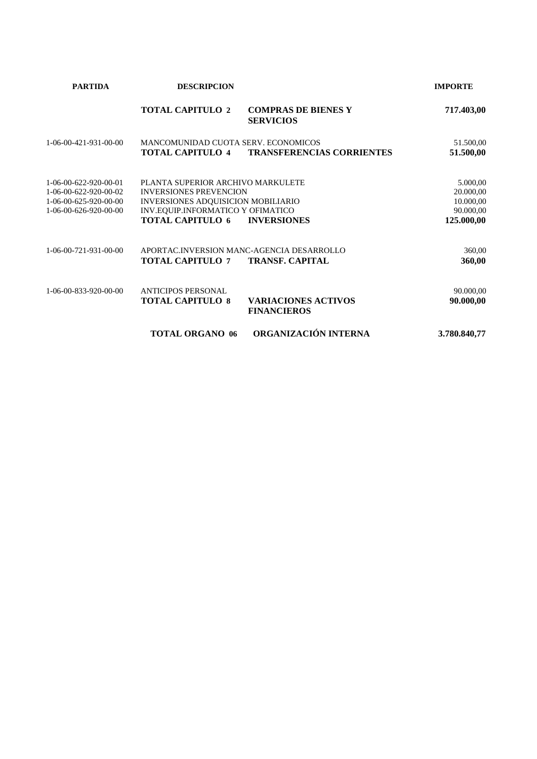| PARTIDA | DESCRIPCION | | IMPORTE |
|---|---|---|---|
| | **TOTAL CAPITULO 2** | **COMPRAS DE BIENES Y SERVICIOS** | **717.403,00** |
| 1-06-00-421-931-00-00 | MANCOMUNIDAD CUOTA SERV. ECONOMICOS | | 51.500,00 |
| | **TOTAL CAPITULO 4** | **TRANSFERENCIAS CORRIENTES** | **51.500,00** |
| 1-06-00-622-920-00-01 | PLANTA SUPERIOR ARCHIVO MARKULETE | | 5.000,00 |
| 1-06-00-622-920-00-02 | INVERSIONES PREVENCION | | 20.000,00 |
| 1-06-00-625-920-00-00 | INVERSIONES ADQUISICION MOBILIARIO | | 10.000,00 |
| 1-06-00-626-920-00-00 | INV.EQUIP.INFORMATICO Y OFIMATICO | | 90.000,00 |
| | **TOTAL CAPITULO 6** | **INVERSIONES** | **125.000,00** |
| 1-06-00-721-931-00-00 | APORTAC.INVERSION MANC-AGENCIA DESARROLLO | | 360,00 |
| | **TOTAL CAPITULO 7** | **TRANSF. CAPITAL** | **360,00** |
| 1-06-00-833-920-00-00 | ANTICIPOS PERSONAL | | 90.000,00 |
| | **TOTAL CAPITULO 8** | **VARIACIONES ACTIVOS FINANCIEROS** | **90.000,00** |
| | **TOTAL ORGANO 06** | **ORGANIZACIÓN INTERNA** | **3.780.840,77** |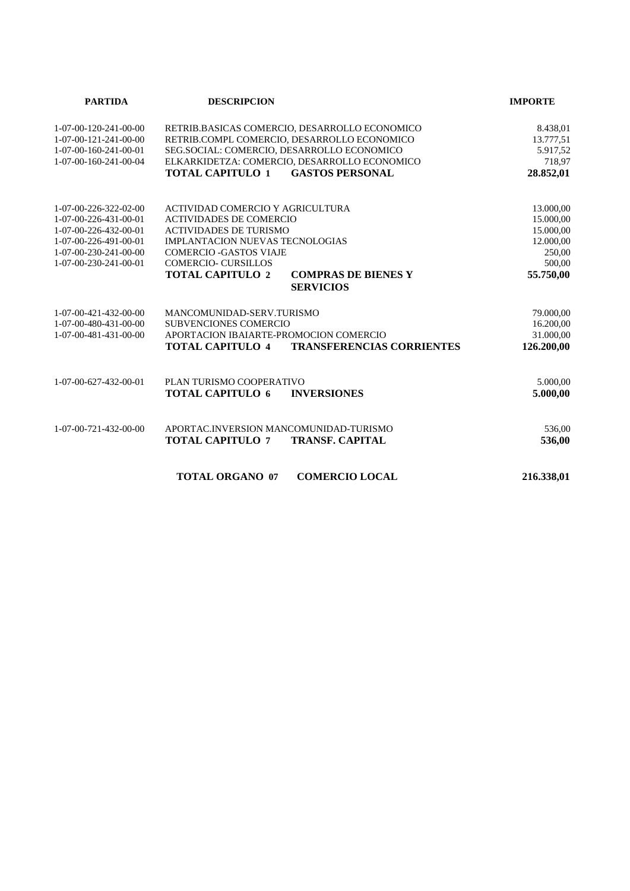| PARTIDA | DESCRIPCION | | IMPORTE |
|---|---|---|---|
| 1-07-00-120-241-00-00 | RETRIB.BASICAS COMERCIO, DESARROLLO ECONOMICO | | 8.438,01 |
| 1-07-00-121-241-00-00 | RETRIB.COMPL COMERCIO, DESARROLLO ECONOMICO | | 13.777,51 |
| 1-07-00-160-241-00-01 | SEG.SOCIAL: COMERCIO, DESARROLLO ECONOMICO | | 5.917,52 |
| 1-07-00-160-241-00-04 | ELKARKIDETZA: COMERCIO, DESARROLLO ECONOMICO | | 718,97 |
| | **TOTAL CAPITULO 1** | **GASTOS PERSONAL** | **28.852,01** |
| 1-07-00-226-322-02-00 | ACTIVIDAD COMERCIO Y AGRICULTURA | | 13.000,00 |
| 1-07-00-226-431-00-01 | ACTIVIDADES DE COMERCIO | | 15.000,00 |
| 1-07-00-226-432-00-01 | ACTIVIDADES DE TURISMO | | 15.000,00 |
| 1-07-00-226-491-00-01 | IMPLANTACION NUEVAS TECNOLOGIAS | | 12.000,00 |
| 1-07-00-230-241-00-00 | COMERCIO -GASTOS VIAJE | | 250,00 |
| 1-07-00-230-241-00-01 | COMERCIO- CURSILLOS | | 500,00 |
| | **TOTAL CAPITULO 2** | **COMPRAS DE BIENES Y SERVICIOS** | **55.750,00** |
| 1-07-00-421-432-00-00 | MANCOMUNIDAD-SERV.TURISMO | | 79.000,00 |
| 1-07-00-480-431-00-00 | SUBVENCIONES COMERCIO | | 16.200,00 |
| 1-07-00-481-431-00-00 | APORTACION IBAIARTE-PROMOCION COMERCIO | | 31.000,00 |
| | **TOTAL CAPITULO 4** | **TRANSFERENCIAS CORRIENTES** | **126.200,00** |
| 1-07-00-627-432-00-01 | PLAN TURISMO COOPERATIVO | | 5.000,00 |
| | **TOTAL CAPITULO 6** | **INVERSIONES** | **5.000,00** |
| 1-07-00-721-432-00-00 | APORTAC.INVERSION MANCOMUNIDAD-TURISMO | | 536,00 |
| | **TOTAL CAPITULO 7** | **TRANSF. CAPITAL** | **536,00** |
| | **TOTAL ORGANO 07** | **COMERCIO LOCAL** | **216.338,01** |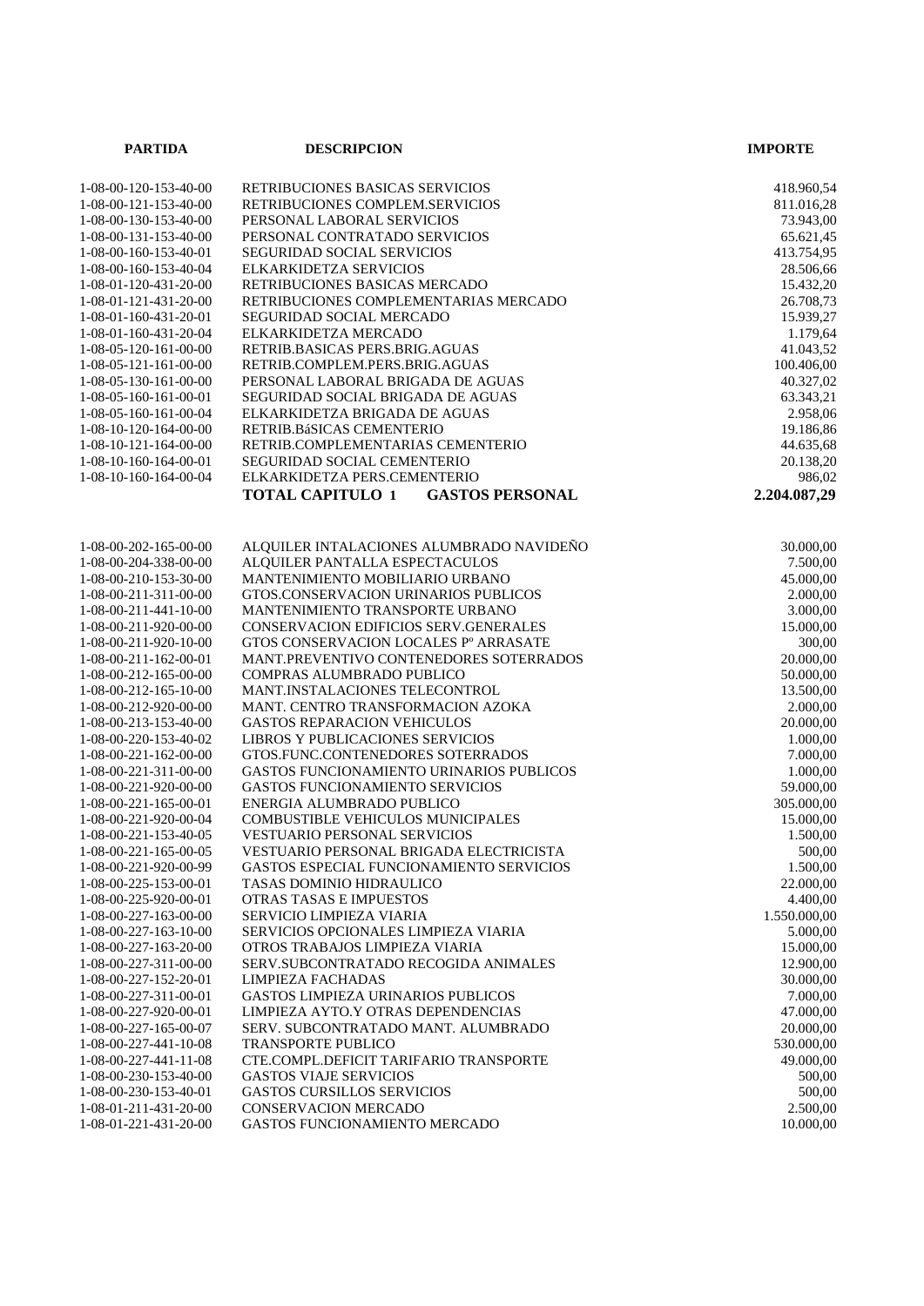| PARTIDA | DESCRIPCION | IMPORTE |
|---|---|---|
| 1-08-00-120-153-40-00 | RETRIBUCIONES BASICAS SERVICIOS | 418.960,54 |
| 1-08-00-121-153-40-00 | RETRIBUCIONES COMPLEM.SERVICIOS | 811.016,28 |
| 1-08-00-130-153-40-00 | PERSONAL LABORAL SERVICIOS | 73.943,00 |
| 1-08-00-131-153-40-00 | PERSONAL CONTRATADO SERVICIOS | 65.621,45 |
| 1-08-00-160-153-40-01 | SEGURIDAD SOCIAL SERVICIOS | 413.754,95 |
| 1-08-00-160-153-40-04 | ELKARKIDETZA SERVICIOS | 28.506,66 |
| 1-08-01-120-431-20-00 | RETRIBUCIONES BASICAS MERCADO | 15.432,20 |
| 1-08-01-121-431-20-00 | RETRIBUCIONES COMPLEMENTARIAS MERCADO | 26.708,73 |
| 1-08-01-160-431-20-01 | SEGURIDAD SOCIAL MERCADO | 15.939,27 |
| 1-08-01-160-431-20-04 | ELKARKIDETZA MERCADO | 1.179,64 |
| 1-08-05-120-161-00-00 | RETRIB.BASICAS PERS.BRIG.AGUAS | 41.043,52 |
| 1-08-05-121-161-00-00 | RETRIB.COMPLEM.PERS.BRIG.AGUAS | 100.406,00 |
| 1-08-05-130-161-00-00 | PERSONAL LABORAL BRIGADA DE AGUAS | 40.327,02 |
| 1-08-05-160-161-00-01 | SEGURIDAD SOCIAL BRIGADA DE AGUAS | 63.343,21 |
| 1-08-05-160-161-00-04 | ELKARKIDETZA BRIGADA DE AGUAS | 2.958,06 |
| 1-08-10-120-164-00-00 | RETRIB.BáSICAS CEMENTERIO | 19.186,86 |
| 1-08-10-121-164-00-00 | RETRIB.COMPLEMENTARIAS CEMENTERIO | 44.635,68 |
| 1-08-10-160-164-00-01 | SEGURIDAD SOCIAL CEMENTERIO | 20.138,20 |
| 1-08-10-160-164-00-04 | ELKARKIDETZA PERS.CEMENTERIO | 986,02 |
| | **TOTAL CAPITULO 1 GASTOS PERSONAL** | **2.204.087,29** |
| | | |
| 1-08-00-202-165-00-00 | ALQUILER INTALACIONES ALUMBRADO NAVIDEÑO | 30.000,00 |
| 1-08-00-204-338-00-00 | ALQUILER PANTALLA ESPECTACULOS | 7.500,00 |
| 1-08-00-210-153-30-00 | MANTENIMIENTO MOBILIARIO URBANO | 45.000,00 |
| 1-08-00-211-311-00-00 | GTOS.CONSERVACION URINARIOS PUBLICOS | 2.000,00 |
| 1-08-00-211-441-10-00 | MANTENIMIENTO TRANSPORTE URBANO | 3.000,00 |
| 1-08-00-211-920-00-00 | CONSERVACION EDIFICIOS SERV.GENERALES | 15.000,00 |
| 1-08-00-211-920-10-00 | GTOS CONSERVACION LOCALES Pº ARRASATE | 300,00 |
| 1-08-00-211-162-00-01 | MANT.PREVENTIVO CONTENEDORES SOTERRADOS | 20.000,00 |
| 1-08-00-212-165-00-00 | COMPRAS ALUMBRADO PUBLICO | 50.000,00 |
| 1-08-00-212-165-10-00 | MANT.INSTALACIONES TELECONTROL | 13.500,00 |
| 1-08-00-212-920-00-00 | MANT. CENTRO TRANSFORMACION AZOKA | 2.000,00 |
| 1-08-00-213-153-40-00 | GASTOS REPARACION VEHICULOS | 20.000,00 |
| 1-08-00-220-153-40-02 | LIBROS Y PUBLICACIONES SERVICIOS | 1.000,00 |
| 1-08-00-221-162-00-00 | GTOS.FUNC.CONTENEDORES SOTERRADOS | 7.000,00 |
| 1-08-00-221-311-00-00 | GASTOS FUNCIONAMIENTO URINARIOS PUBLICOS | 1.000,00 |
| 1-08-00-221-920-00-00 | GASTOS FUNCIONAMIENTO SERVICIOS | 59.000,00 |
| 1-08-00-221-165-00-01 | ENERGIA ALUMBRADO PUBLICO | 305.000,00 |
| 1-08-00-221-920-00-04 | COMBUSTIBLE VEHICULOS MUNICIPALES | 15.000,00 |
| 1-08-00-221-153-40-05 | VESTUARIO PERSONAL SERVICIOS | 1.500,00 |
| 1-08-00-221-165-00-05 | VESTUARIO PERSONAL BRIGADA ELECTRICISTA | 500,00 |
| 1-08-00-221-920-00-99 | GASTOS ESPECIAL FUNCIONAMIENTO SERVICIOS | 1.500,00 |
| 1-08-00-225-153-00-01 | TASAS DOMINIO HIDRAULICO | 22.000,00 |
| 1-08-00-225-920-00-01 | OTRAS TASAS E IMPUESTOS | 4.400,00 |
| 1-08-00-227-163-00-00 | SERVICIO LIMPIEZA VIARIA | 1.550.000,00 |
| 1-08-00-227-163-10-00 | SERVICIOS OPCIONALES LIMPIEZA VIARIA | 5.000,00 |
| 1-08-00-227-163-20-00 | OTROS TRABAJOS LIMPIEZA VIARIA | 15.000,00 |
| 1-08-00-227-311-00-00 | SERV.SUBCONTRATADO RECOGIDA ANIMALES | 12.900,00 |
| 1-08-00-227-152-20-01 | LIMPIEZA FACHADAS | 30.000,00 |
| 1-08-00-227-311-00-01 | GASTOS LIMPIEZA URINARIOS PUBLICOS | 7.000,00 |
| 1-08-00-227-920-00-01 | LIMPIEZA AYTO.Y OTRAS DEPENDENCIAS | 47.000,00 |
| 1-08-00-227-165-00-07 | SERV. SUBCONTRATADO MANT. ALUMBRADO | 20.000,00 |
| 1-08-00-227-441-10-08 | TRANSPORTE PUBLICO | 530.000,00 |
| 1-08-00-227-441-11-08 | CTE.COMPL.DEFICIT TARIFARIO TRANSPORTE | 49.000,00 |
| 1-08-00-230-153-40-00 | GASTOS VIAJE SERVICIOS | 500,00 |
| 1-08-00-230-153-40-01 | GASTOS CURSILLOS SERVICIOS | 500,00 |
| 1-08-01-211-431-20-00 | CONSERVACION MERCADO | 2.500,00 |
| 1-08-01-221-431-20-00 | GASTOS FUNCIONAMIENTO MERCADO | 10.000,00 |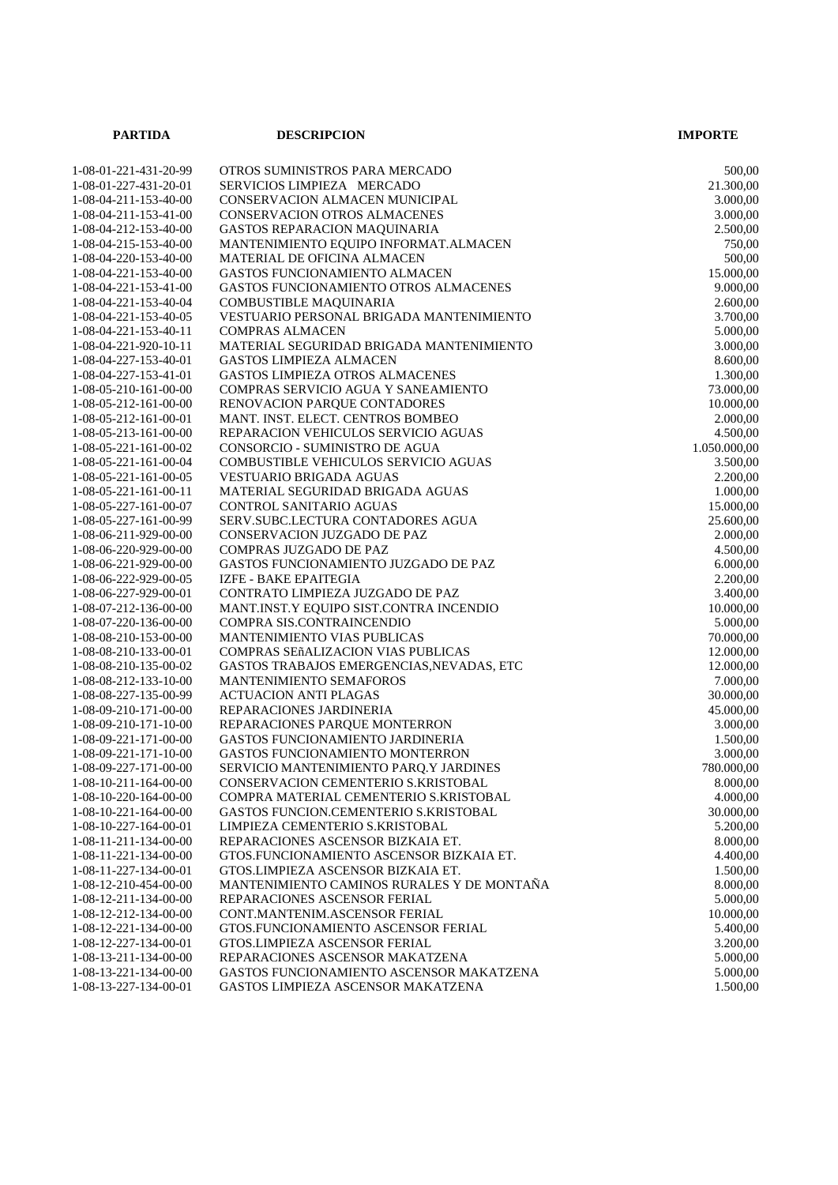| PARTIDA | DESCRIPCION | IMPORTE |
|---|---|---|
| 1-08-01-221-431-20-99 | OTROS SUMINISTROS PARA MERCADO | 500,00 |
| 1-08-01-227-431-20-01 | SERVICIOS LIMPIEZA MERCADO | 21.300,00 |
| 1-08-04-211-153-40-00 | CONSERVACION ALMACEN MUNICIPAL | 3.000,00 |
| 1-08-04-211-153-41-00 | CONSERVACION OTROS ALMACENES | 3.000,00 |
| 1-08-04-212-153-40-00 | GASTOS REPARACION MAQUINARIA | 2.500,00 |
| 1-08-04-215-153-40-00 | MANTENIMIENTO EQUIPO INFORMAT.ALMACEN | 750,00 |
| 1-08-04-220-153-40-00 | MATERIAL DE OFICINA ALMACEN | 500,00 |
| 1-08-04-221-153-40-00 | GASTOS FUNCIONAMIENTO ALMACEN | 15.000,00 |
| 1-08-04-221-153-41-00 | GASTOS FUNCIONAMIENTO OTROS ALMACENES | 9.000,00 |
| 1-08-04-221-153-40-04 | COMBUSTIBLE MAQUINARIA | 2.600,00 |
| 1-08-04-221-153-40-05 | VESTUARIO PERSONAL BRIGADA MANTENIMIENTO | 3.700,00 |
| 1-08-04-221-153-40-11 | COMPRAS ALMACEN | 5.000,00 |
| 1-08-04-221-920-10-11 | MATERIAL SEGURIDAD BRIGADA MANTENIMIENTO | 3.000,00 |
| 1-08-04-227-153-40-01 | GASTOS LIMPIEZA ALMACEN | 8.600,00 |
| 1-08-04-227-153-41-01 | GASTOS LIMPIEZA OTROS ALMACENES | 1.300,00 |
| 1-08-05-210-161-00-00 | COMPRAS SERVICIO AGUA Y SANEAMIENTO | 73.000,00 |
| 1-08-05-212-161-00-00 | RENOVACION PARQUE CONTADORES | 10.000,00 |
| 1-08-05-212-161-00-01 | MANT. INST. ELECT. CENTROS BOMBEO | 2.000,00 |
| 1-08-05-213-161-00-00 | REPARACION VEHICULOS SERVICIO AGUAS | 4.500,00 |
| 1-08-05-221-161-00-02 | CONSORCIO - SUMINISTRO DE AGUA | 1.050.000,00 |
| 1-08-05-221-161-00-04 | COMBUSTIBLE VEHICULOS SERVICIO AGUAS | 3.500,00 |
| 1-08-05-221-161-00-05 | VESTUARIO BRIGADA AGUAS | 2.200,00 |
| 1-08-05-221-161-00-11 | MATERIAL SEGURIDAD BRIGADA AGUAS | 1.000,00 |
| 1-08-05-227-161-00-07 | CONTROL SANITARIO AGUAS | 15.000,00 |
| 1-08-05-227-161-00-99 | SERV.SUBC.LECTURA CONTADORES AGUA | 25.600,00 |
| 1-08-06-211-929-00-00 | CONSERVACION JUZGADO DE PAZ | 2.000,00 |
| 1-08-06-220-929-00-00 | COMPRAS JUZGADO DE PAZ | 4.500,00 |
| 1-08-06-221-929-00-00 | GASTOS FUNCIONAMIENTO JUZGADO DE PAZ | 6.000,00 |
| 1-08-06-222-929-00-05 | IZFE - BAKE EPAITEGIA | 2.200,00 |
| 1-08-06-227-929-00-01 | CONTRATO LIMPIEZA JUZGADO DE PAZ | 3.400,00 |
| 1-08-07-212-136-00-00 | MANT.INST.Y EQUIPO SIST.CONTRA INCENDIO | 10.000,00 |
| 1-08-07-220-136-00-00 | COMPRA SIS.CONTRAINCENDIO | 5.000,00 |
| 1-08-08-210-153-00-00 | MANTENIMIENTO VIAS PUBLICAS | 70.000,00 |
| 1-08-08-210-133-00-01 | COMPRAS SEñALIZACION VIAS PUBLICAS | 12.000,00 |
| 1-08-08-210-135-00-02 | GASTOS TRABAJOS EMERGENCIAS,NEVADAS, ETC | 12.000,00 |
| 1-08-08-212-133-10-00 | MANTENIMIENTO SEMAFOROS | 7.000,00 |
| 1-08-08-227-135-00-99 | ACTUACION ANTI PLAGAS | 30.000,00 |
| 1-08-09-210-171-00-00 | REPARACIONES JARDINERIA | 45.000,00 |
| 1-08-09-210-171-10-00 | REPARACIONES PARQUE MONTERRON | 3.000,00 |
| 1-08-09-221-171-00-00 | GASTOS FUNCIONAMIENTO JARDINERIA | 1.500,00 |
| 1-08-09-221-171-10-00 | GASTOS FUNCIONAMIENTO MONTERRON | 3.000,00 |
| 1-08-09-227-171-00-00 | SERVICIO MANTENIMIENTO PARQ.Y JARDINES | 780.000,00 |
| 1-08-10-211-164-00-00 | CONSERVACION CEMENTERIO S.KRISTOBAL | 8.000,00 |
| 1-08-10-220-164-00-00 | COMPRA MATERIAL CEMENTERIO S.KRISTOBAL | 4.000,00 |
| 1-08-10-221-164-00-00 | GASTOS FUNCION.CEMENTERIO S.KRISTOBAL | 30.000,00 |
| 1-08-10-227-164-00-01 | LIMPIEZA CEMENTERIO S.KRISTOBAL | 5.200,00 |
| 1-08-11-211-134-00-00 | REPARACIONES ASCENSOR BIZKAIA ET. | 8.000,00 |
| 1-08-11-221-134-00-00 | GTOS.FUNCIONAMIENTO ASCENSOR BIZKAIA ET. | 4.400,00 |
| 1-08-11-227-134-00-01 | GTOS.LIMPIEZA ASCENSOR BIZKAIA ET. | 1.500,00 |
| 1-08-12-210-454-00-00 | MANTENIMIENTO CAMINOS RURALES Y DE MONTAÑA | 8.000,00 |
| 1-08-12-211-134-00-00 | REPARACIONES ASCENSOR FERIAL | 5.000,00 |
| 1-08-12-212-134-00-00 | CONT.MANTENIM.ASCENSOR FERIAL | 10.000,00 |
| 1-08-12-221-134-00-00 | GTOS.FUNCIONAMIENTO ASCENSOR FERIAL | 5.400,00 |
| 1-08-12-227-134-00-01 | GTOS.LIMPIEZA ASCENSOR FERIAL | 3.200,00 |
| 1-08-13-211-134-00-00 | REPARACIONES ASCENSOR MAKATZENA | 5.000,00 |
| 1-08-13-221-134-00-00 | GASTOS FUNCIONAMIENTO ASCENSOR MAKATZENA | 5.000,00 |
| 1-08-13-227-134-00-01 | GASTOS LIMPIEZA ASCENSOR MAKATZENA | 1.500,00 |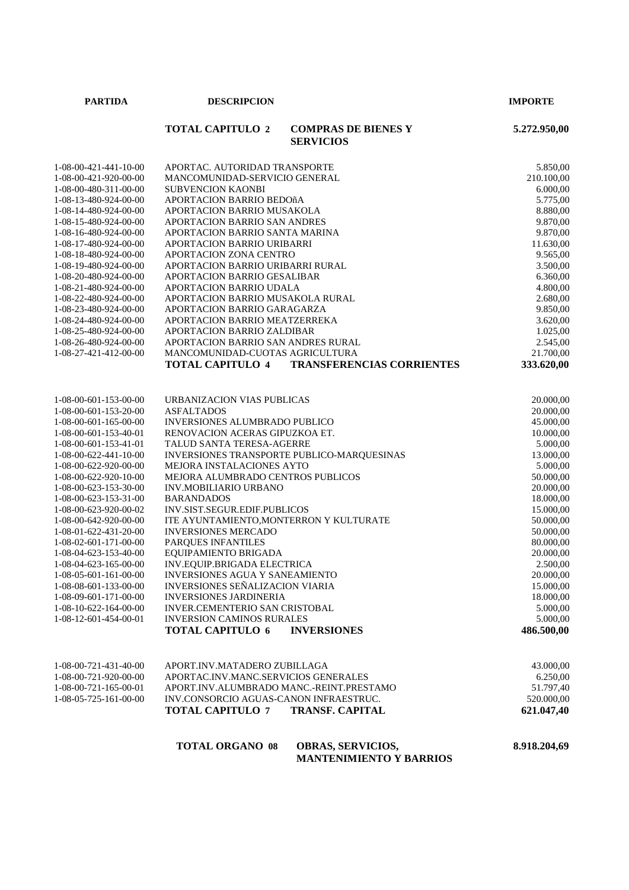| PARTIDA | DESCRIPCION | IMPORTE |
|---|---|---|
| | **TOTAL CAPITULO 2 COMPRAS DE BIENES Y SERVICIOS** | **5.272.950,00** |
| 1-08-00-421-441-10-00 | APORTAC. AUTORIDAD TRANSPORTE | 5.850,00 |
| 1-08-00-421-920-00-00 | MANCOMUNIDAD-SERVICIO GENERAL | 210.100,00 |
| 1-08-00-480-311-00-00 | SUBVENCION KAONBI | 6.000,00 |
| 1-08-13-480-924-00-00 | APORTACION BARRIO BEDOñA | 5.775,00 |
| 1-08-14-480-924-00-00 | APORTACION BARRIO MUSAKOLA | 8.880,00 |
| 1-08-15-480-924-00-00 | APORTACION BARRIO SAN ANDRES | 9.870,00 |
| 1-08-16-480-924-00-00 | APORTACION BARRIO SANTA MARINA | 9.870,00 |
| 1-08-17-480-924-00-00 | APORTACION BARRIO URIBARRI | 11.630,00 |
| 1-08-18-480-924-00-00 | APORTACION ZONA CENTRO | 9.565,00 |
| 1-08-19-480-924-00-00 | APORTACION BARRIO URIBARRI RURAL | 3.500,00 |
| 1-08-20-480-924-00-00 | APORTACION BARRIO GESALIBAR | 6.360,00 |
| 1-08-21-480-924-00-00 | APORTACION BARRIO UDALA | 4.800,00 |
| 1-08-22-480-924-00-00 | APORTACION BARRIO MUSAKOLA RURAL | 2.680,00 |
| 1-08-23-480-924-00-00 | APORTACION BARRIO GARAGARZA | 9.850,00 |
| 1-08-24-480-924-00-00 | APORTACION BARRIO MEATZERREKA | 3.620,00 |
| 1-08-25-480-924-00-00 | APORTACION BARRIO ZALDIBAR | 1.025,00 |
| 1-08-26-480-924-00-00 | APORTACION BARRIO SAN ANDRES RURAL | 2.545,00 |
| 1-08-27-421-412-00-00 | MANCOMUNIDAD-CUOTAS AGRICULTURA | 21.700,00 |
| | **TOTAL CAPITULO 4 TRANSFERENCIAS CORRIENTES** | **333.620,00** |
| 1-08-00-601-153-00-00 | URBANIZACION VIAS PUBLICAS | 20.000,00 |
| 1-08-00-601-153-20-00 | ASFALTADOS | 20.000,00 |
| 1-08-00-601-165-00-00 | INVERSIONES ALUMBRADO PUBLICO | 45.000,00 |
| 1-08-00-601-153-40-01 | RENOVACION ACERAS GIPUZKOA ET. | 10.000,00 |
| 1-08-00-601-153-41-01 | TALUD SANTA TERESA-AGERRE | 5.000,00 |
| 1-08-00-622-441-10-00 | INVERSIONES TRANSPORTE PUBLICO-MARQUESINAS | 13.000,00 |
| 1-08-00-622-920-00-00 | MEJORA INSTALACIONES AYTO | 5.000,00 |
| 1-08-00-622-920-10-00 | MEJORA ALUMBRADO CENTROS PUBLICOS | 50.000,00 |
| 1-08-00-623-153-30-00 | INV.MOBILIARIO URBANO | 20.000,00 |
| 1-08-00-623-153-31-00 | BARANDADOS | 18.000,00 |
| 1-08-00-623-920-00-02 | INV.SIST.SEGUR.EDIF.PUBLICOS | 15.000,00 |
| 1-08-00-642-920-00-00 | ITE AYUNTAMIENTO,MONTERRON Y KULTURATE | 50.000,00 |
| 1-08-01-622-431-20-00 | INVERSIONES MERCADO | 50.000,00 |
| 1-08-02-601-171-00-00 | PARQUES INFANTILES | 80.000,00 |
| 1-08-04-623-153-40-00 | EQUIPAMIENTO BRIGADA | 20.000,00 |
| 1-08-04-623-165-00-00 | INV.EQUIP.BRIGADA ELECTRICA | 2.500,00 |
| 1-08-05-601-161-00-00 | INVERSIONES AGUA Y SANEAMIENTO | 20.000,00 |
| 1-08-08-601-133-00-00 | INVERSIONES SEÑALIZACION VIARIA | 15.000,00 |
| 1-08-09-601-171-00-00 | INVERSIONES JARDINERIA | 18.000,00 |
| 1-08-10-622-164-00-00 | INVER.CEMENTERIO SAN CRISTOBAL | 5.000,00 |
| 1-08-12-601-454-00-01 | INVERSION CAMINOS RURALES | 5.000,00 |
| | **TOTAL CAPITULO 6 INVERSIONES** | **486.500,00** |
| 1-08-00-721-431-40-00 | APORT.INV.MATADERO ZUBILLAGA | 43.000,00 |
| 1-08-00-721-920-00-00 | APORTAC.INV.MANC.SERVICIOS GENERALES | 6.250,00 |
| 1-08-00-721-165-00-01 | APORT.INV.ALUMBRADO MANC.-REINT.PRESTAMO | 51.797,40 |
| 1-08-05-725-161-00-00 | INV.CONSORCIO AGUAS-CANON INFRAESTRUC. | 520.000,00 |
| | **TOTAL CAPITULO 7 TRANSF. CAPITAL** | **621.047,40** |
| | **TOTAL ORGANO 08 OBRAS, SERVICIOS, MANTENIMIENTO Y BARRIOS** | **8.918.204,69** |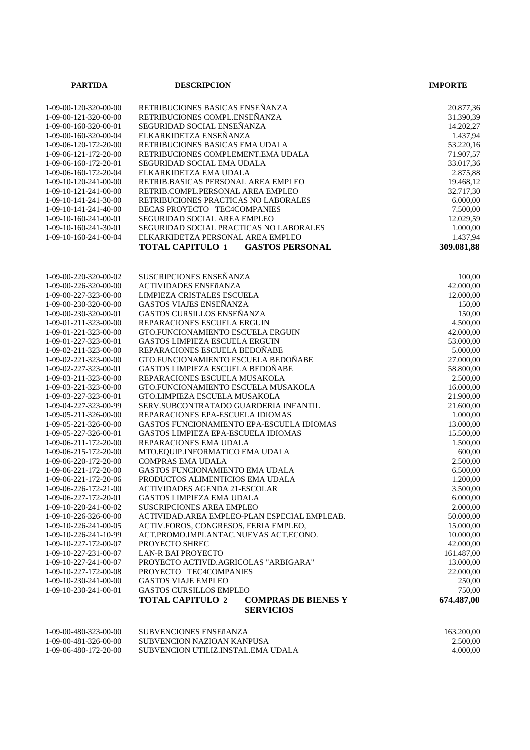| PARTIDA | DESCRIPCION | IMPORTE |
|---|---|---|
| 1-09-00-120-320-00-00 | RETRIBUCIONES BASICAS ENSEÑANZA | 20.877,36 |
| 1-09-00-121-320-00-00 | RETRIBUCIONES COMPL.ENSEÑANZA | 31.390,39 |
| 1-09-00-160-320-00-01 | SEGURIDAD SOCIAL ENSEÑANZA | 14.202,27 |
| 1-09-00-160-320-00-04 | ELKARKIDETZA ENSEÑANZA | 1.437,94 |
| 1-09-06-120-172-20-00 | RETRIBUCIONES BASICAS EMA UDALA | 53.220,16 |
| 1-09-06-121-172-20-00 | RETRIBUCIONES COMPLEMENT.EMA UDALA | 71.907,57 |
| 1-09-06-160-172-20-01 | SEGURIDAD SOCIAL EMA UDALA | 33.017,36 |
| 1-09-06-160-172-20-04 | ELKARKIDETZA EMA UDALA | 2.875,88 |
| 1-09-10-120-241-00-00 | RETRIB.BASICAS PERSONAL AREA EMPLEO | 19.468,12 |
| 1-09-10-121-241-00-00 | RETRIB.COMPL.PERSONAL AREA EMPLEO | 32.717,30 |
| 1-09-10-141-241-30-00 | RETRIBUCIONES PRACTICAS NO LABORALES | 6.000,00 |
| 1-09-10-141-241-40-00 | BECAS PROYECTO TEC4COMPANIES | 7.500,00 |
| 1-09-10-160-241-00-01 | SEGURIDAD SOCIAL AREA EMPLEO | 12.029,59 |
| 1-09-10-160-241-30-01 | SEGURIDAD SOCIAL PRACTICAS NO LABORALES | 1.000,00 |
| 1-09-10-160-241-00-04 | ELKARKIDETZA PERSONAL AREA EMPLEO | 1.437,94 |
| | **TOTAL CAPITULO 1 GASTOS PERSONAL** | **309.081,88** |
| | | |
| 1-09-00-220-320-00-02 | SUSCRIPCIONES ENSEÑANZA | 100,00 |
| 1-09-00-226-320-00-00 | ACTIVIDADES ENSEñANZA | 42.000,00 |
| 1-09-00-227-323-00-00 | LIMPIEZA CRISTALES ESCUELA | 12.000,00 |
| 1-09-00-230-320-00-00 | GASTOS VIAJES ENSEÑANZA | 150,00 |
| 1-09-00-230-320-00-01 | GASTOS CURSILLOS ENSEÑANZA | 150,00 |
| 1-09-01-211-323-00-00 | REPARACIONES ESCUELA ERGUIN | 4.500,00 |
| 1-09-01-221-323-00-00 | GTO.FUNCIONAMIENTO ESCUELA ERGUIN | 42.000,00 |
| 1-09-01-227-323-00-01 | GASTOS LIMPIEZA ESCUELA ERGUIN | 53.000,00 |
| 1-09-02-211-323-00-00 | REPARACIONES ESCUELA BEDOÑABE | 5.000,00 |
| 1-09-02-221-323-00-00 | GTO.FUNCIONAMIENTO ESCUELA BEDOÑABE | 27.000,00 |
| 1-09-02-227-323-00-01 | GASTOS LIMPIEZA ESCUELA BEDOÑABE | 58.800,00 |
| 1-09-03-211-323-00-00 | REPARACIONES ESCUELA MUSAKOLA | 2.500,00 |
| 1-09-03-221-323-00-00 | GTO.FUNCIONAMIENTO ESCUELA MUSAKOLA | 16.000,00 |
| 1-09-03-227-323-00-01 | GTO.LIMPIEZA ESCUELA MUSAKOLA | 21.900,00 |
| 1-09-04-227-323-00-99 | SERV.SUBCONTRATADO GUARDERIA INFANTIL | 21.600,00 |
| 1-09-05-211-326-00-00 | REPARACIONES EPA-ESCUELA IDIOMAS | 1.000,00 |
| 1-09-05-221-326-00-00 | GASTOS FUNCIONAMIENTO EPA-ESCUELA IDIOMAS | 13.000,00 |
| 1-09-05-227-326-00-01 | GASTOS LIMPIEZA EPA-ESCUELA IDIOMAS | 15.500,00 |
| 1-09-06-211-172-20-00 | REPARACIONES EMA UDALA | 1.500,00 |
| 1-09-06-215-172-20-00 | MTO.EQUIP.INFORMATICO EMA UDALA | 600,00 |
| 1-09-06-220-172-20-00 | COMPRAS EMA UDALA | 2.500,00 |
| 1-09-06-221-172-20-00 | GASTOS FUNCIONAMIENTO EMA UDALA | 6.500,00 |
| 1-09-06-221-172-20-06 | PRODUCTOS ALIMENTICIOS EMA UDALA | 1.200,00 |
| 1-09-06-226-172-21-00 | ACTIVIDADES AGENDA 21-ESCOLAR | 3.500,00 |
| 1-09-06-227-172-20-01 | GASTOS LIMPIEZA EMA UDALA | 6.000,00 |
| 1-09-10-220-241-00-02 | SUSCRIPCIONES AREA EMPLEO | 2.000,00 |
| 1-09-10-226-326-00-00 | ACTIVIDAD.AREA EMPLEO-PLAN ESPECIAL EMPLEAB. | 50.000,00 |
| 1-09-10-226-241-00-05 | ACTIV.FOROS, CONGRESOS, FERIA EMPLEO, | 15.000,00 |
| 1-09-10-226-241-10-99 | ACT.PROMO.IMPLANTAC.NUEVAS ACT.ECONO. | 10.000,00 |
| 1-09-10-227-172-00-07 | PROYECTO SHREC | 42.000,00 |
| 1-09-10-227-231-00-07 | LAN-R BAI PROYECTO | 161.487,00 |
| 1-09-10-227-241-00-07 | PROYECTO ACTIVID.AGRICOLAS "ARBIGARA" | 13.000,00 |
| 1-09-10-227-172-00-08 | PROYECTO TEC4COMPANIES | 22.000,00 |
| 1-09-10-230-241-00-00 | GASTOS VIAJE EMPLEO | 250,00 |
| 1-09-10-230-241-00-01 | GASTOS CURSILLOS EMPLEO | 750,00 |
| | **TOTAL CAPITULO 2 COMPRAS DE BIENES Y SERVICIOS** | **674.487,00** |
| | | |
| 1-09-00-480-323-00-00 | SUBVENCIONES ENSEñANZA | 163.200,00 |
| 1-09-00-481-326-00-00 | SUBVENCION NAZIOAN KANPUSA | 2.500,00 |
| 1-09-06-480-172-20-00 | SUBVENCION UTILIZ.INSTAL.EMA UDALA | 4.000,00 |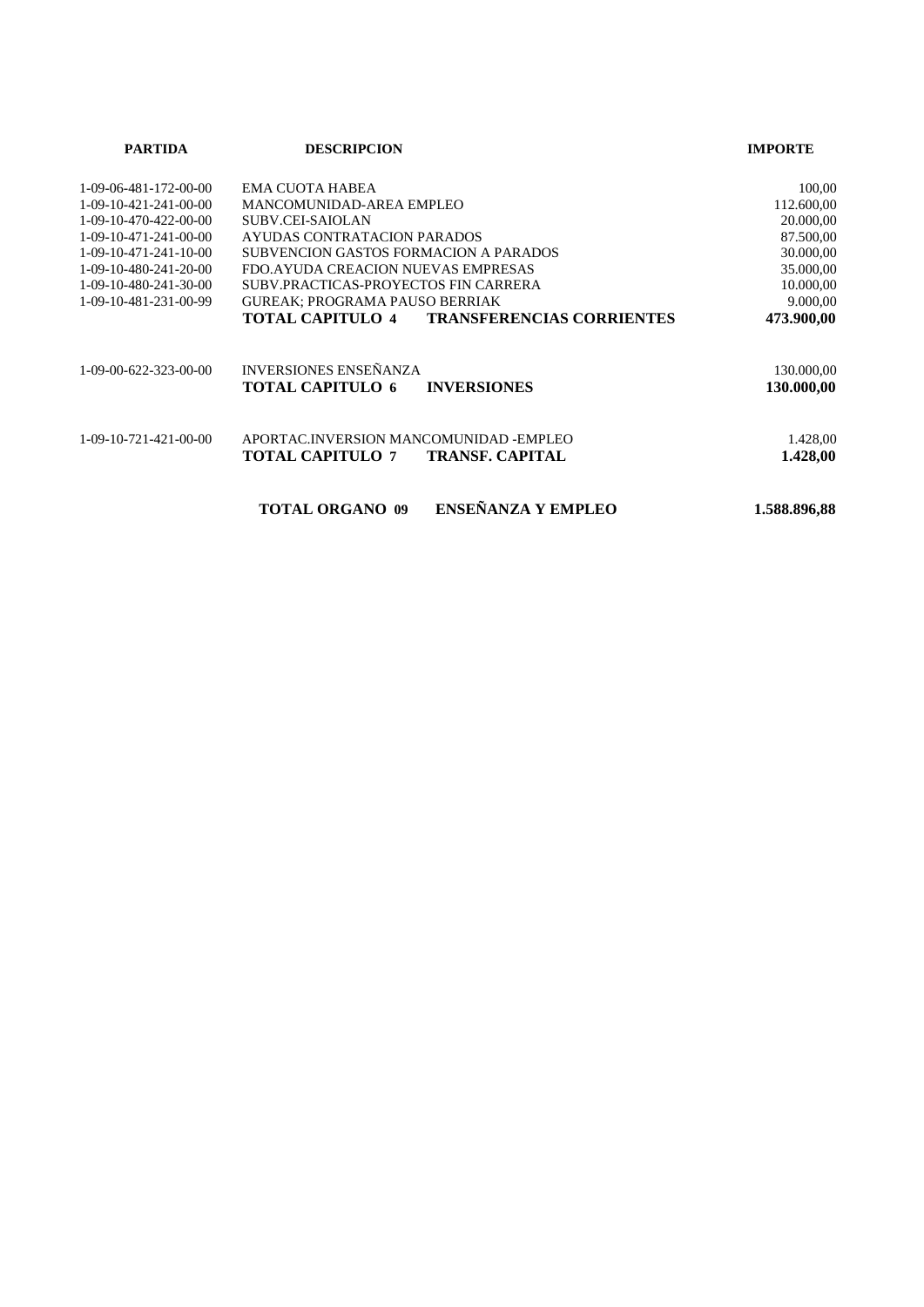| PARTIDA | DESCRIPCION | | IMPORTE |
|---|---|---|---|
| 1-09-06-481-172-00-00 | EMA CUOTA HABEA | | 100,00 |
| 1-09-10-421-241-00-00 | MANCOMUNIDAD-AREA EMPLEO | | 112.600,00 |
| 1-09-10-470-422-00-00 | SUBV.CEI-SAIOLAN | | 20.000,00 |
| 1-09-10-471-241-00-00 | AYUDAS CONTRATACION PARADOS | | 87.500,00 |
| 1-09-10-471-241-10-00 | SUBVENCION GASTOS FORMACION A PARADOS | | 30.000,00 |
| 1-09-10-480-241-20-00 | FDO.AYUDA CREACION NUEVAS EMPRESAS | | 35.000,00 |
| 1-09-10-480-241-30-00 | SUBV.PRACTICAS-PROYECTOS FIN CARRERA | | 10.000,00 |
| 1-09-10-481-231-00-99 | GUREAK; PROGRAMA PAUSO BERRIAK | | 9.000,00 |
| | **TOTAL CAPITULO 4** | **TRANSFERENCIAS CORRIENTES** | **473.900,00** |
| | | | |
| 1-09-00-622-323-00-00 | INVERSIONES ENSEÑANZA | | 130.000,00 |
| | **TOTAL CAPITULO 6** | **INVERSIONES** | **130.000,00** |
| | | | |
| 1-09-10-721-421-00-00 | APORTAC.INVERSION MANCOMUNIDAD -EMPLEO | | 1.428,00 |
| | **TOTAL CAPITULO 7** | **TRANSF. CAPITAL** | **1.428,00** |
| | | | |
| | **TOTAL ORGANO 09** | **ENSEÑANZA Y EMPLEO** | **1.588.896,88** |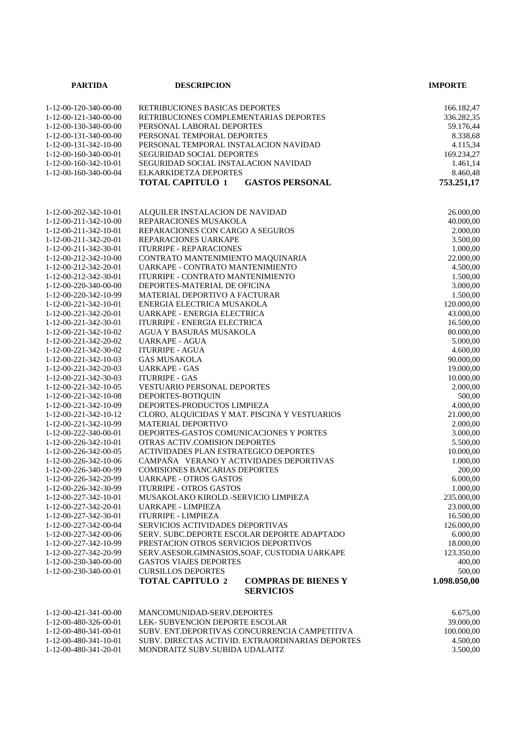| PARTIDA | DESCRIPCION | IMPORTE |
| --- | --- | --- |
| 1-12-00-120-340-00-00 | RETRIBUCIONES BASICAS DEPORTES | 166.182,47 |
| 1-12-00-121-340-00-00 | RETRIBUCIONES COMPLEMENTARIAS DEPORTES | 336.282,35 |
| 1-12-00-130-340-00-00 | PERSONAL LABORAL DEPORTES | 59.176,44 |
| 1-12-00-131-340-00-00 | PERSONAL TEMPORAL DEPORTES | 8.338,68 |
| 1-12-00-131-342-10-00 | PERSONAL TEMPORAL INSTALACION NAVIDAD | 4.115,34 |
| 1-12-00-160-340-00-01 | SEGURIDAD SOCIAL DEPORTES | 169.234,27 |
| 1-12-00-160-342-10-01 | SEGURIDAD SOCIAL INSTALACION NAVIDAD | 1.461,14 |
| 1-12-00-160-340-00-04 | ELKARKIDETZA DEPORTES | 8.460,48 |
| | **TOTAL CAPITULO 1 GASTOS PERSONAL** | **753.251,17** |
| | | |
| 1-12-00-202-342-10-01 | ALQUILER INSTALACION DE NAVIDAD | 26.000,00 |
| 1-12-00-211-342-10-00 | REPARACIONES MUSAKOLA | 40.000,00 |
| 1-12-00-211-342-10-01 | REPARACIONES CON CARGO A SEGUROS | 2.000,00 |
| 1-12-00-211-342-20-01 | REPARACIONES UARKAPE | 3.500,00 |
| 1-12-00-211-342-30-01 | ITURRIPE - REPARACIONES | 1.000,00 |
| 1-12-00-212-342-10-00 | CONTRATO MANTENIMIENTO MAQUINARIA | 22.000,00 |
| 1-12-00-212-342-20-01 | UARKAPE - CONTRATO MANTENIMIENTO | 4.500,00 |
| 1-12-00-212-342-30-01 | ITURRIPE - CONTRATO MANTENIMIENTO | 1.500,00 |
| 1-12-00-220-340-00-00 | DEPORTES-MATERIAL DE OFICINA | 3.000,00 |
| 1-12-00-220-342-10-99 | MATERIAL DEPORTIVO A FACTURAR | 1.500,00 |
| 1-12-00-221-342-10-01 | ENERGIA ELECTRICA MUSAKOLA | 120.000,00 |
| 1-12-00-221-342-20-01 | UARKAPE - ENERGIA ELECTRICA | 43.000,00 |
| 1-12-00-221-342-30-01 | ITURRIPE - ENERGIA ELECTRICA | 16.500,00 |
| 1-12-00-221-342-10-02 | AGUA Y BASURAS MUSAKOLA | 80.000,00 |
| 1-12-00-221-342-20-02 | UARKAPE - AGUA | 5.000,00 |
| 1-12-00-221-342-30-02 | ITURRIPE - AGUA | 4.600,00 |
| 1-12-00-221-342-10-03 | GAS MUSAKOLA | 90.000,00 |
| 1-12-00-221-342-20-03 | UARKAPE - GAS | 19.000,00 |
| 1-12-00-221-342-30-03 | ITURRIPE - GAS | 10.000,00 |
| 1-12-00-221-342-10-05 | VESTUARIO PERSONAL DEPORTES | 2.000,00 |
| 1-12-00-221-342-10-08 | DEPORTES-BOTIQUIN | 500,00 |
| 1-12-00-221-342-10-09 | DEPORTES-PRODUCTOS LIMPIEZA | 4.000,00 |
| 1-12-00-221-342-10-12 | CLORO, ALQUICIDAS Y MAT. PISCINA Y VESTUARIOS | 21.000,00 |
| 1-12-00-221-342-10-99 | MATERIAL DEPORTIVO | 2.000,00 |
| 1-12-00-222-340-00-01 | DEPORTES-GASTOS COMUNICACIONES Y PORTES | 3.000,00 |
| 1-12-00-226-342-10-01 | OTRAS ACTIV.COMISION DEPORTES | 5.500,00 |
| 1-12-00-226-342-00-05 | ACTIVIDADES PLAN ESTRATEGICO DEPORTES | 10.000,00 |
| 1-12-00-226-342-10-06 | CAMPAÑA VERANO Y ACTIVIDADES DEPORTIVAS | 1.000,00 |
| 1-12-00-226-340-00-99 | COMISIONES BANCARIAS DEPORTES | 200,00 |
| 1-12-00-226-342-20-99 | UARKAPE - OTROS GASTOS | 6.000,00 |
| 1-12-00-226-342-30-99 | ITURRIPE - OTROS GASTOS | 1.000,00 |
| 1-12-00-227-342-10-01 | MUSAKOLAKO KIROLD.-SERVICIO LIMPIEZA | 235.000,00 |
| 1-12-00-227-342-20-01 | UARKAPE - LIMPIEZA | 23.000,00 |
| 1-12-00-227-342-30-01 | ITURRIPE - LIMPIEZA | 16.500,00 |
| 1-12-00-227-342-00-04 | SERVICIOS ACTIVIDADES DEPORTIVAS | 126.000,00 |
| 1-12-00-227-342-00-06 | SERV. SUBC.DEPORTE ESCOLAR DEPORTE ADAPTADO | 6.000,00 |
| 1-12-00-227-342-10-99 | PRESTACION OTROS SERVICIOS DEPORTIVOS | 18.000,00 |
| 1-12-00-227-342-20-99 | SERV.ASESOR.GIMNASIOS,SOAF, CUSTODIA UARKAPE | 123.350,00 |
| 1-12-00-230-340-00-00 | GASTOS VIAJES DEPORTES | 400,00 |
| 1-12-00-230-340-00-01 | CURSILLOS DEPORTES | 500,00 |
| | **TOTAL CAPITULO 2 COMPRAS DE BIENES Y SERVICIOS** | **1.098.050,00** |
| | | |
| 1-12-00-421-341-00-00 | MANCOMUNIDAD-SERV.DEPORTES | 6.675,00 |
| 1-12-00-480-326-00-01 | LEK- SUBVENCION DEPORTE ESCOLAR | 39.000,00 |
| 1-12-00-480-341-00-01 | SUBV. ENT.DEPORTIVAS CONCURRENCIA CAMPETITIVA | 100.000,00 |
| 1-12-00-480-341-10-01 | SUBV. DIRECTAS ACTIVID. EXTRAORDINARIAS DEPORTES | 4.500,00 |
| 1-12-00-480-341-20-01 | MONDRAITZ SUBV.SUBIDA UDALAITZ | 3.500,00 |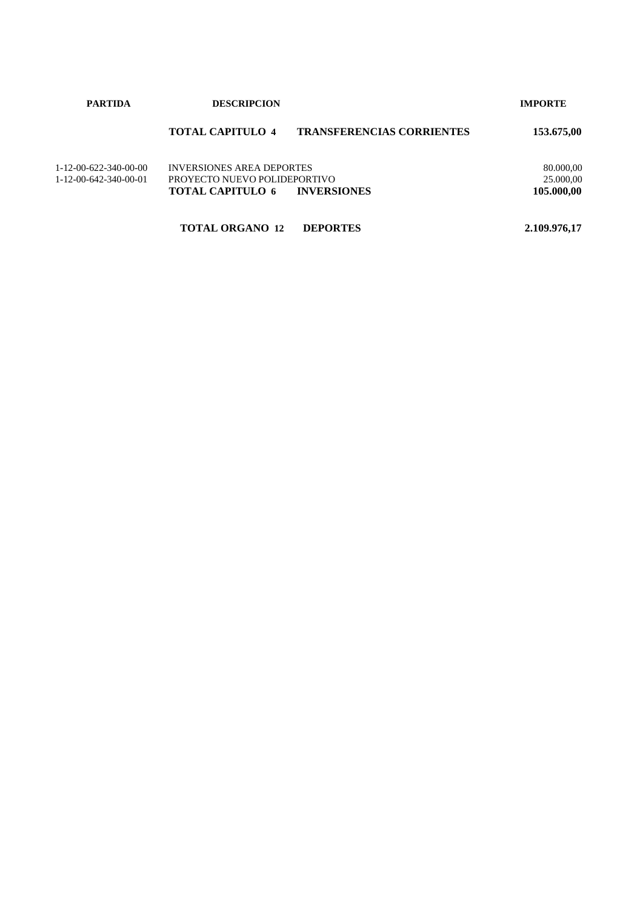| PARTIDA | DESCRIPCION | IMPORTE |
| --- | --- | --- |
| | **TOTAL CAPITULO 4 TRANSFERENCIAS CORRIENTES** | **153.675,00** |
| 1-12-00-622-340-00-00 | INVERSIONES AREA DEPORTES | 80.000,00 |
| 1-12-00-642-340-00-01 | PROYECTO NUEVO POLIDEPORTIVO | 25.000,00 |
| | **TOTAL CAPITULO 6 INVERSIONES** | **105.000,00** |
| | **TOTAL ORGANO 12 DEPORTES** | **2.109.976,17** |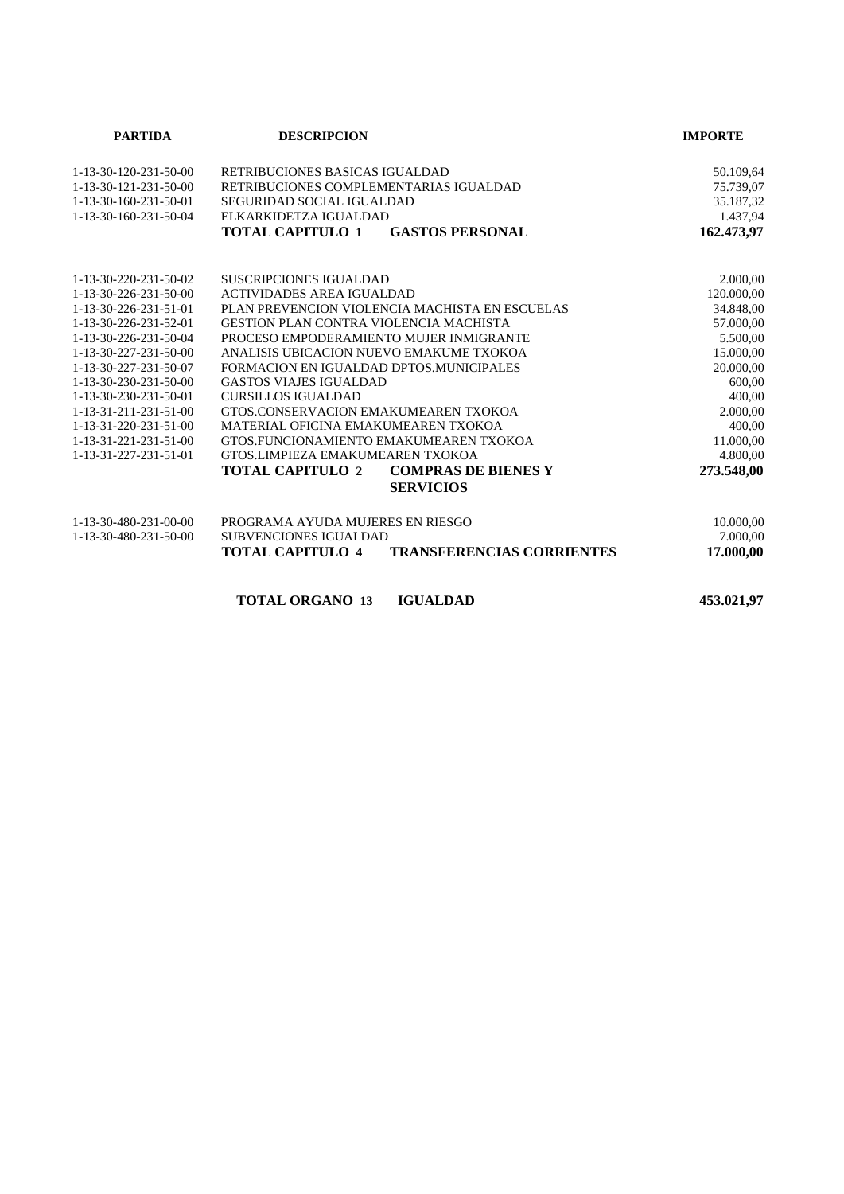| PARTIDA | DESCRIPCION | | IMPORTE |
|---|---|---|---|
| 1-13-30-120-231-50-00 | RETRIBUCIONES BASICAS IGUALDAD | | 50.109,64 |
| 1-13-30-121-231-50-00 | RETRIBUCIONES COMPLEMENTARIAS IGUALDAD | | 75.739,07 |
| 1-13-30-160-231-50-01 | SEGURIDAD SOCIAL IGUALDAD | | 35.187,32 |
| 1-13-30-160-231-50-04 | ELKARKIDETZA IGUALDAD | | 1.437,94 |
| | **TOTAL CAPITULO 1** | **GASTOS PERSONAL** | **162.473,97** |
| 1-13-30-220-231-50-02 | SUSCRIPCIONES IGUALDAD | | 2.000,00 |
| 1-13-30-226-231-50-00 | ACTIVIDADES AREA IGUALDAD | | 120.000,00 |
| 1-13-30-226-231-51-01 | PLAN PREVENCION VIOLENCIA MACHISTA EN ESCUELAS | | 34.848,00 |
| 1-13-30-226-231-52-01 | GESTION PLAN CONTRA VIOLENCIA MACHISTA | | 57.000,00 |
| 1-13-30-226-231-50-04 | PROCESO EMPODERAMIENTO MUJER INMIGRANTE | | 5.500,00 |
| 1-13-30-227-231-50-00 | ANALISIS UBICACION NUEVO EMAKUME TXOKOA | | 15.000,00 |
| 1-13-30-227-231-50-07 | FORMACION EN IGUALDAD DPTOS.MUNICIPALES | | 20.000,00 |
| 1-13-30-230-231-50-00 | GASTOS VIAJES IGUALDAD | | 600,00 |
| 1-13-30-230-231-50-01 | CURSILLOS IGUALDAD | | 400,00 |
| 1-13-31-211-231-51-00 | GTOS.CONSERVACION EMAKUMEAREN TXOKOA | | 2.000,00 |
| 1-13-31-220-231-51-00 | MATERIAL OFICINA EMAKUMEAREN TXOKOA | | 400,00 |
| 1-13-31-221-231-51-00 | GTOS.FUNCIONAMIENTO EMAKUMEAREN TXOKOA | | 11.000,00 |
| 1-13-31-227-231-51-01 | GTOS.LIMPIEZA EMAKUMEAREN TXOKOA | | 4.800,00 |
| | **TOTAL CAPITULO 2** | **COMPRAS DE BIENES Y SERVICIOS** | **273.548,00** |
| 1-13-30-480-231-00-00 | PROGRAMA AYUDA MUJERES EN RIESGO | | 10.000,00 |
| 1-13-30-480-231-50-00 | SUBVENCIONES IGUALDAD | | 7.000,00 |
| | **TOTAL CAPITULO 4** | **TRANSFERENCIAS CORRIENTES** | **17.000,00** |
| | **TOTAL ORGANO 13** | **IGUALDAD** | **453.021,97** |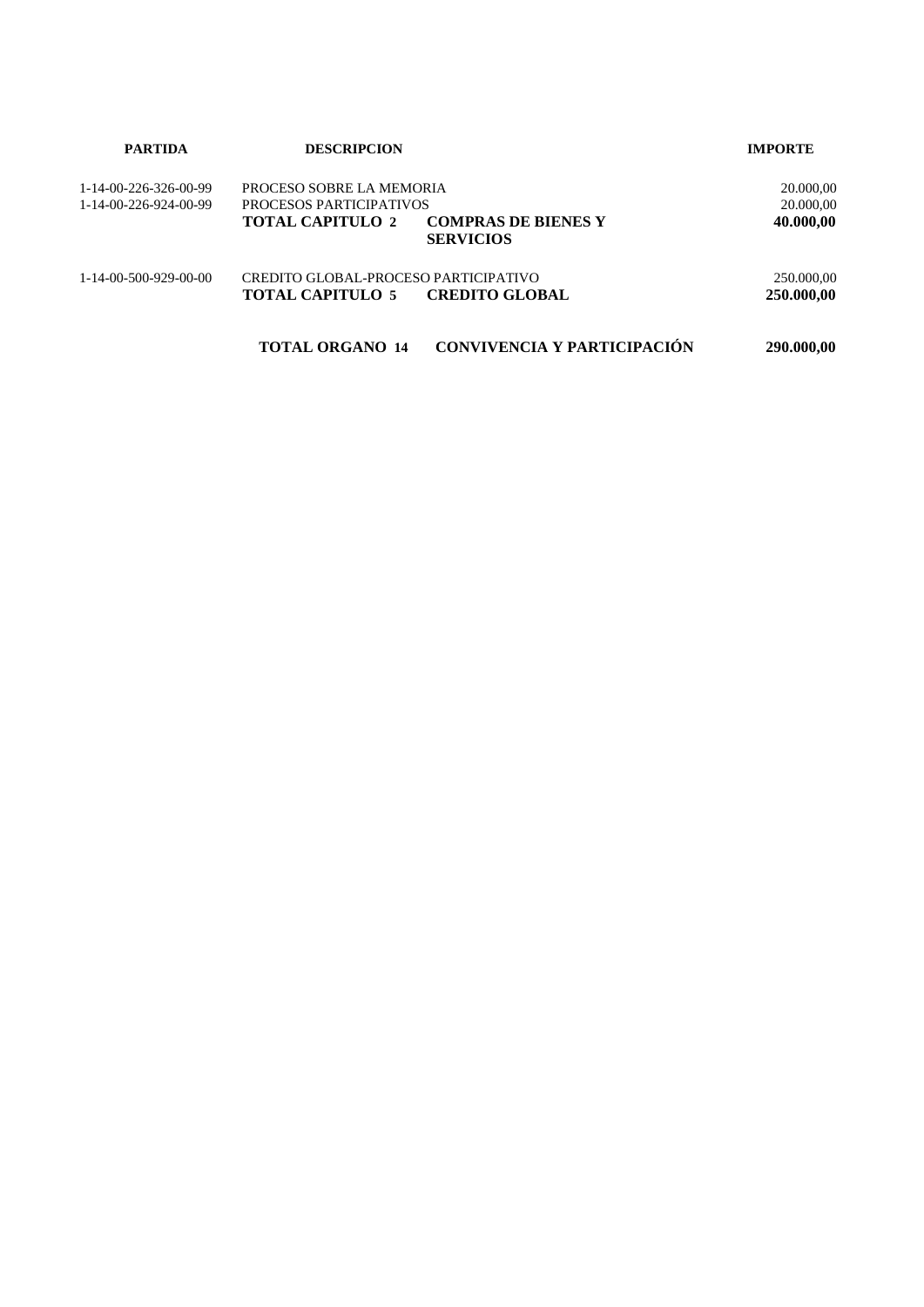| PARTIDA | DESCRIPCION | | IMPORTE |
|---|---|---|---|
| 1-14-00-226-326-00-99 | PROCESO SOBRE LA MEMORIA | | 20.000,00 |
| 1-14-00-226-924-00-99 | PROCESOS PARTICIPATIVOS | | 20.000,00 |
| | **TOTAL CAPITULO 2** | **COMPRAS DE BIENES Y SERVICIOS** | **40.000,00** |
| 1-14-00-500-929-00-00 | CREDITO GLOBAL-PROCESO PARTICIPATIVO | | 250.000,00 |
| | **TOTAL CAPITULO 5** | **CREDITO GLOBAL** | **250.000,00** |
| | **TOTAL ORGANO 14** | **CONVIVENCIA Y PARTICIPACIÓN** | **290.000,00** |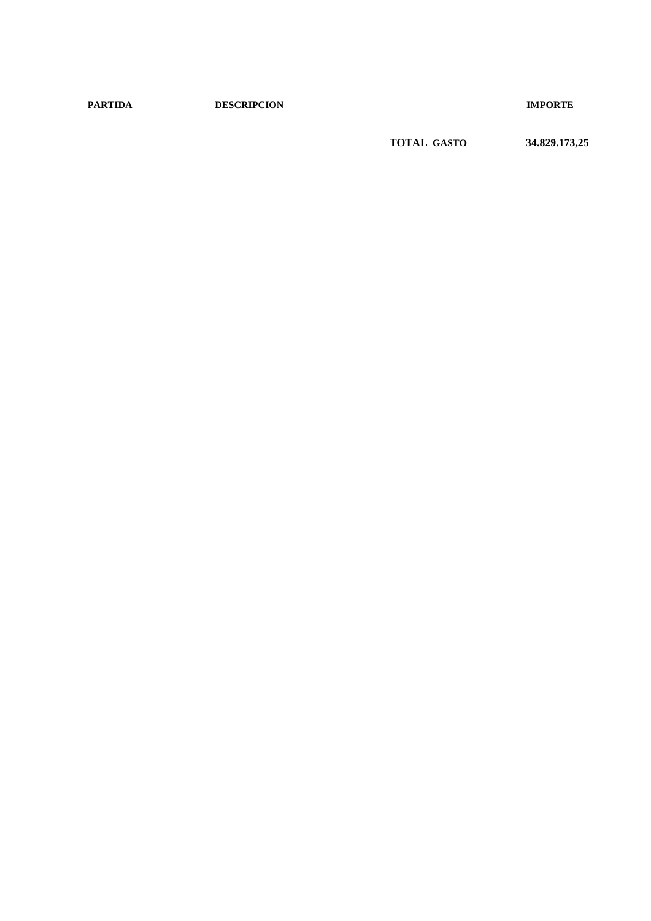| PARTIDA | DESCRIPCION | | IMPORTE |
|---|---|---|---|
| | | **TOTAL GASTO** | **34.829.173,25** |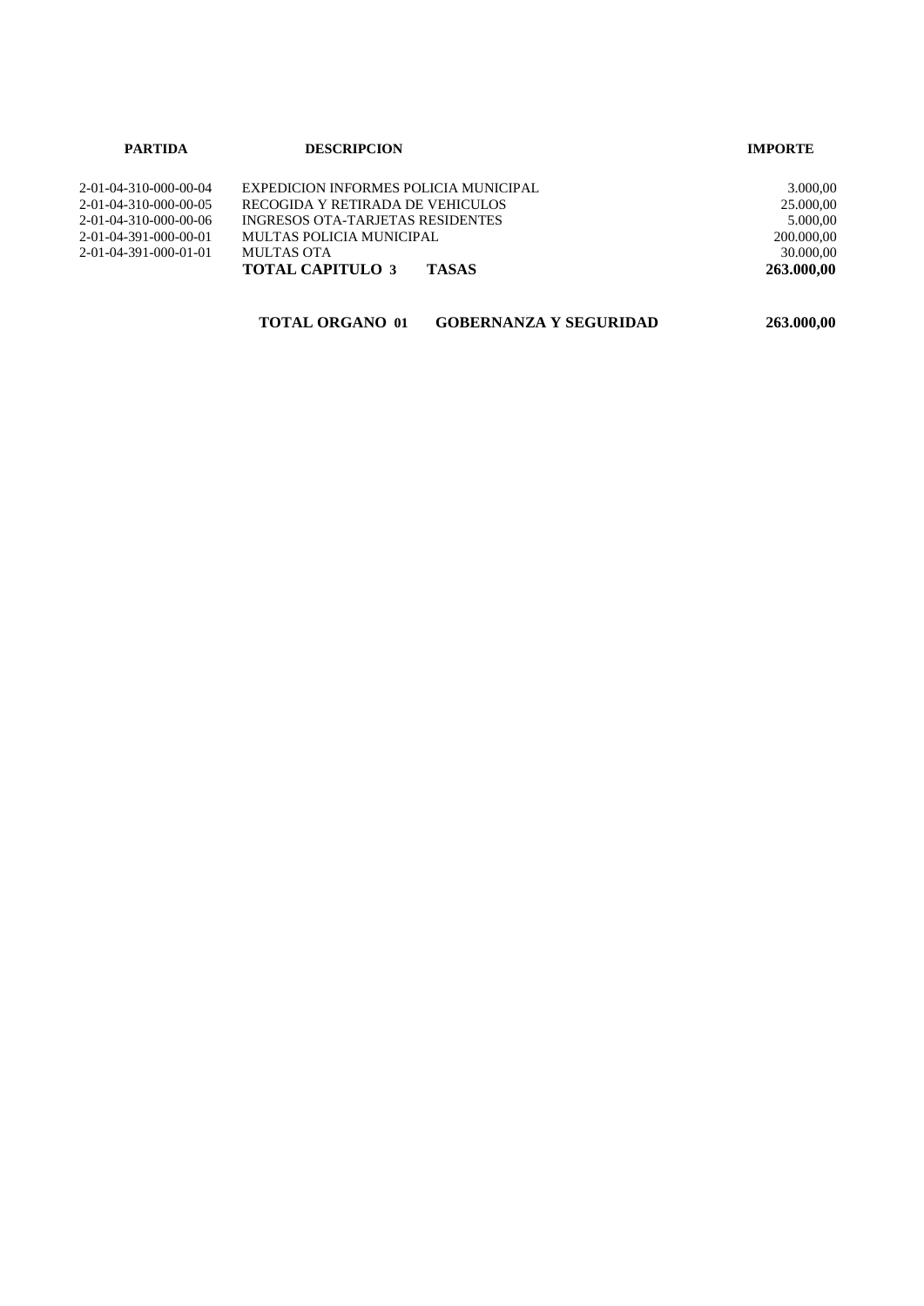| PARTIDA | DESCRIPCION | IMPORTE |
|---|---|---|
| 2-01-04-310-000-00-04 | EXPEDICION INFORMES POLICIA MUNICIPAL | 3.000,00 |
| 2-01-04-310-000-00-05 | RECOGIDA Y RETIRADA DE VEHICULOS | 25.000,00 |
| 2-01-04-310-000-00-06 | INGRESOS OTA-TARJETAS RESIDENTES | 5.000,00 |
| 2-01-04-391-000-00-01 | MULTAS POLICIA MUNICIPAL | 200.000,00 |
| 2-01-04-391-000-01-01 | MULTAS OTA | 30.000,00 |
| | **TOTAL CAPITULO 3 TASAS** | **263.000,00** |

| | | |
|---|---|---|
| **TOTAL ORGANO 01** | **GOBERNANZA Y SEGURIDAD** | **263.000,00** |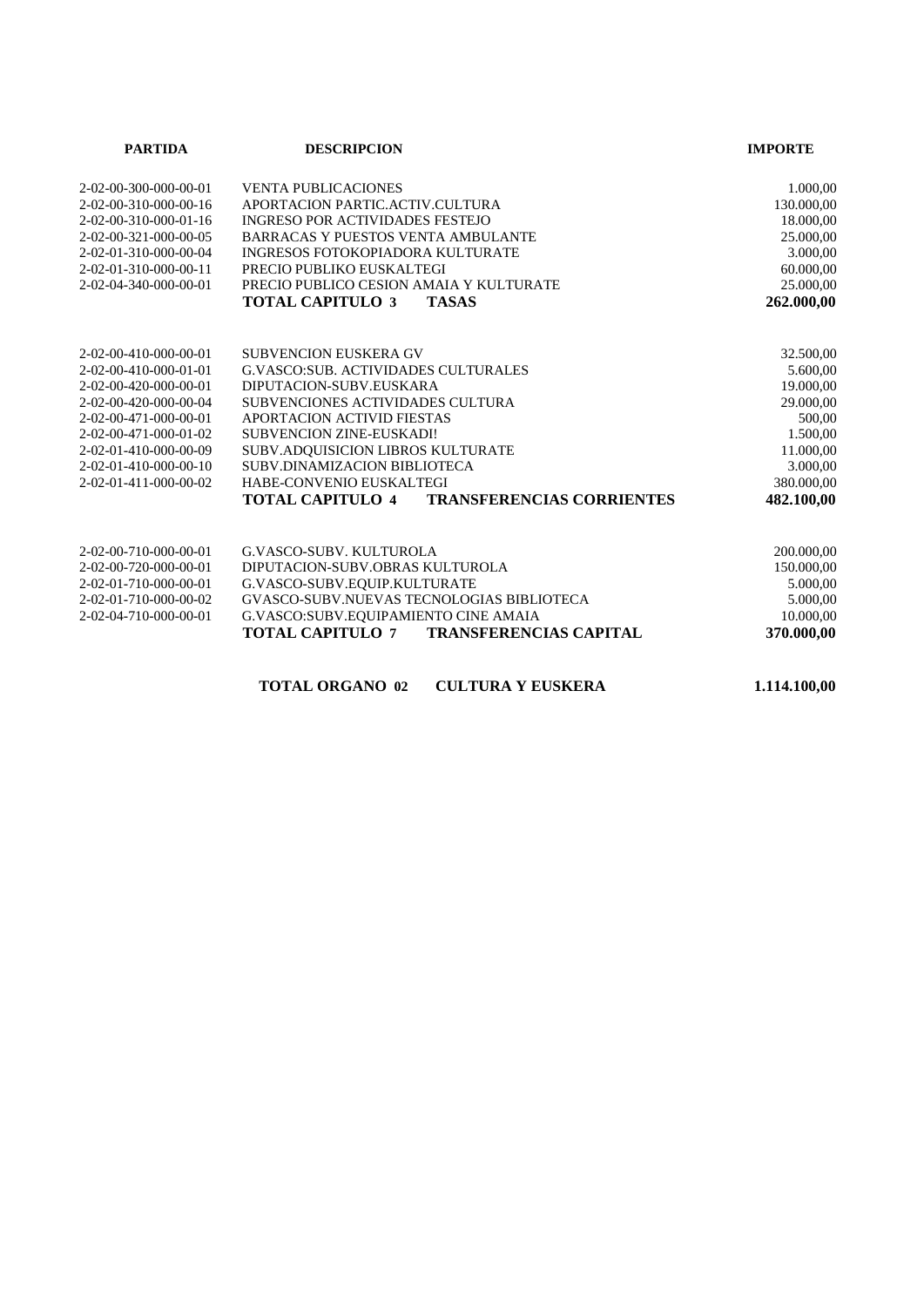| PARTIDA | DESCRIPCION | IMPORTE |
|---|---|---|
| 2-02-00-300-000-00-01 | VENTA PUBLICACIONES | 1.000,00 |
| 2-02-00-310-000-00-16 | APORTACION PARTIC.ACTIV.CULTURA | 130.000,00 |
| 2-02-00-310-000-01-16 | INGRESO POR ACTIVIDADES FESTEJO | 18.000,00 |
| 2-02-00-321-000-00-05 | BARRACAS Y PUESTOS VENTA AMBULANTE | 25.000,00 |
| 2-02-01-310-000-00-04 | INGRESOS FOTOKOPIADORA KULTURATE | 3.000,00 |
| 2-02-01-310-000-00-11 | PRECIO PUBLIKO EUSKALTEGI | 60.000,00 |
| 2-02-04-340-000-00-01 | PRECIO PUBLICO CESION AMAIA Y KULTURATE | 25.000,00 |
| | **TOTAL CAPITULO 3 TASAS** | **262.000,00** |
| 2-02-00-410-000-00-01 | SUBVENCION EUSKERA GV | 32.500,00 |
| 2-02-00-410-000-01-01 | G.VASCO:SUB. ACTIVIDADES CULTURALES | 5.600,00 |
| 2-02-00-420-000-00-01 | DIPUTACION-SUBV.EUSKARA | 19.000,00 |
| 2-02-00-420-000-00-04 | SUBVENCIONES ACTIVIDADES CULTURA | 29.000,00 |
| 2-02-00-471-000-00-01 | APORTACION ACTIVID FIESTAS | 500,00 |
| 2-02-00-471-000-01-02 | SUBVENCION ZINE-EUSKADI! | 1.500,00 |
| 2-02-01-410-000-00-09 | SUBV.ADQUISICION LIBROS KULTURATE | 11.000,00 |
| 2-02-01-410-000-00-10 | SUBV.DINAMIZACION BIBLIOTECA | 3.000,00 |
| 2-02-01-411-000-00-02 | HABE-CONVENIO EUSKALTEGI | 380.000,00 |
| | **TOTAL CAPITULO 4 TRANSFERENCIAS CORRIENTES** | **482.100,00** |
| 2-02-00-710-000-00-01 | G.VASCO-SUBV. KULTUROLA | 200.000,00 |
| 2-02-00-720-000-00-01 | DIPUTACION-SUBV.OBRAS KULTUROLA | 150.000,00 |
| 2-02-01-710-000-00-01 | G.VASCO-SUBV.EQUIP.KULTURATE | 5.000,00 |
| 2-02-01-710-000-00-02 | GVASCO-SUBV.NUEVAS TECNOLOGIAS BIBLIOTECA | 5.000,00 |
| 2-02-04-710-000-00-01 | G.VASCO:SUBV.EQUIPAMIENTO CINE AMAIA | 10.000,00 |
| | **TOTAL CAPITULO 7 TRANSFERENCIAS CAPITAL** | **370.000,00** |
| | **TOTAL ORGANO 02 CULTURA Y EUSKERA** | **1.114.100,00** |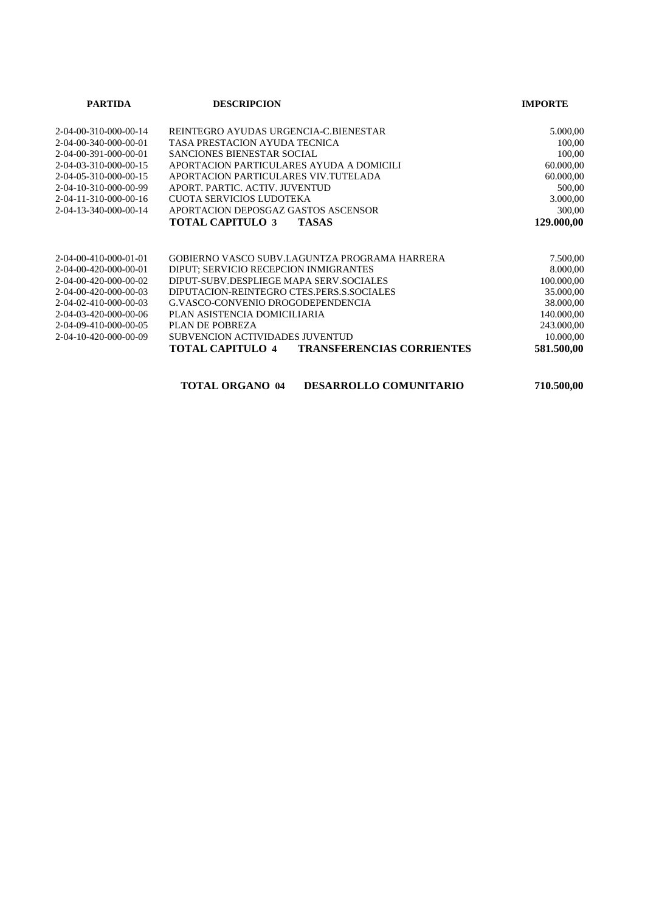| PARTIDA | DESCRIPCION | IMPORTE |
|---|---|---|
| 2-04-00-310-000-00-14 | REINTEGRO AYUDAS URGENCIA-C.BIENESTAR | 5.000,00 |
| 2-04-00-340-000-00-01 | TASA PRESTACION AYUDA TECNICA | 100,00 |
| 2-04-00-391-000-00-01 | SANCIONES BIENESTAR SOCIAL | 100,00 |
| 2-04-03-310-000-00-15 | APORTACION PARTICULARES AYUDA A DOMICILI | 60.000,00 |
| 2-04-05-310-000-00-15 | APORTACION PARTICULARES VIV.TUTELADA | 60.000,00 |
| 2-04-10-310-000-00-99 | APORT. PARTIC. ACTIV. JUVENTUD | 500,00 |
| 2-04-11-310-000-00-16 | CUOTA SERVICIOS LUDOTEKA | 3.000,00 |
| 2-04-13-340-000-00-14 | APORTACION DEPOSGAZ GASTOS ASCENSOR | 300,00 |
| | **TOTAL CAPITULO 3 TASAS** | **129.000,00** |
| | | |
| 2-04-00-410-000-01-01 | GOBIERNO VASCO SUBV.LAGUNTZA PROGRAMA HARRERA | 7.500,00 |
| 2-04-00-420-000-00-01 | DIPUT; SERVICIO RECEPCION INMIGRANTES | 8.000,00 |
| 2-04-00-420-000-00-02 | DIPUT-SUBV.DESPLIEGE MAPA SERV.SOCIALES | 100.000,00 |
| 2-04-00-420-000-00-03 | DIPUTACION-REINTEGRO CTES.PERS.S.SOCIALES | 35.000,00 |
| 2-04-02-410-000-00-03 | G.VASCO-CONVENIO DROGODEPENDENCIA | 38.000,00 |
| 2-04-03-420-000-00-06 | PLAN ASISTENCIA DOMICILIARIA | 140.000,00 |
| 2-04-09-410-000-00-05 | PLAN DE POBREZA | 243.000,00 |
| 2-04-10-420-000-00-09 | SUBVENCION ACTIVIDADES JUVENTUD | 10.000,00 |
| | **TOTAL CAPITULO 4 TRANSFERENCIAS CORRIENTES** | **581.500,00** |
| | | |
| | **TOTAL ORGANO 04 DESARROLLO COMUNITARIO** | **710.500,00** |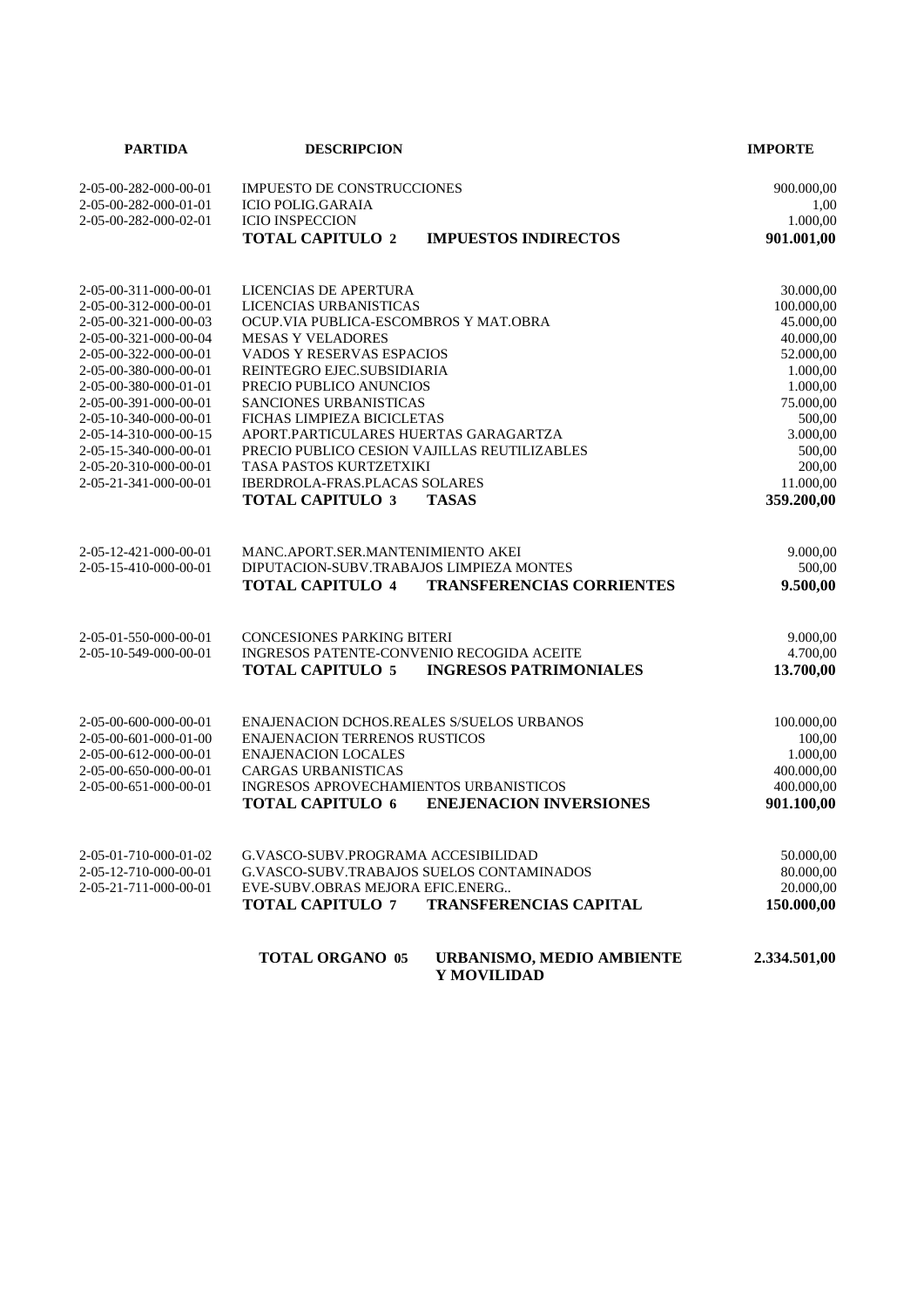| PARTIDA | DESCRIPCION | | IMPORTE |
|---|---|---|---|
| 2-05-00-282-000-00-01 | IMPUESTO DE CONSTRUCCIONES | | 900.000,00 |
| 2-05-00-282-000-01-01 | ICIO POLIG.GARAIA | | 1,00 |
| 2-05-00-282-000-02-01 | ICIO INSPECCION | | 1.000,00 |
| | **TOTAL CAPITULO 2** | **IMPUESTOS INDIRECTOS** | **901.001,00** |
| 2-05-00-311-000-00-01 | LICENCIAS DE APERTURA | | 30.000,00 |
| 2-05-00-312-000-00-01 | LICENCIAS URBANISTICAS | | 100.000,00 |
| 2-05-00-321-000-00-03 | OCUP.VIA PUBLICA-ESCOMBROS Y MAT.OBRA | | 45.000,00 |
| 2-05-00-321-000-00-04 | MESAS Y VELADORES | | 40.000,00 |
| 2-05-00-322-000-00-01 | VADOS Y RESERVAS ESPACIOS | | 52.000,00 |
| 2-05-00-380-000-00-01 | REINTEGRO EJEC.SUBSIDIARIA | | 1.000,00 |
| 2-05-00-380-000-01-01 | PRECIO PUBLICO ANUNCIOS | | 1.000,00 |
| 2-05-00-391-000-00-01 | SANCIONES URBANISTICAS | | 75.000,00 |
| 2-05-10-340-000-00-01 | FICHAS LIMPIEZA BICICLETAS | | 500,00 |
| 2-05-14-310-000-00-15 | APORT.PARTICULARES HUERTAS GARAGARTZA | | 3.000,00 |
| 2-05-15-340-000-00-01 | PRECIO PUBLICO CESION VAJILLAS REUTILIZABLES | | 500,00 |
| 2-05-20-310-000-00-01 | TASA PASTOS KURTZETXIKI | | 200,00 |
| 2-05-21-341-000-00-01 | IBERDROLA-FRAS.PLACAS SOLARES | | 11.000,00 |
| | **TOTAL CAPITULO 3** | **TASAS** | **359.200,00** |
| 2-05-12-421-000-00-01 | MANC.APORT.SER.MANTENIMIENTO AKEI | | 9.000,00 |
| 2-05-15-410-000-00-01 | DIPUTACION-SUBV.TRABAJOS LIMPIEZA MONTES | | 500,00 |
| | **TOTAL CAPITULO 4** | **TRANSFERENCIAS CORRIENTES** | **9.500,00** |
| 2-05-01-550-000-00-01 | CONCESIONES PARKING BITERI | | 9.000,00 |
| 2-05-10-549-000-00-01 | INGRESOS PATENTE-CONVENIO RECOGIDA ACEITE | | 4.700,00 |
| | **TOTAL CAPITULO 5** | **INGRESOS PATRIMONIALES** | **13.700,00** |
| 2-05-00-600-000-00-01 | ENAJENACION DCHOS.REALES S/SUELOS URBANOS | | 100.000,00 |
| 2-05-00-601-000-01-00 | ENAJENACION TERRENOS RUSTICOS | | 100,00 |
| 2-05-00-612-000-00-01 | ENAJENACION LOCALES | | 1.000,00 |
| 2-05-00-650-000-00-01 | CARGAS URBANISTICAS | | 400.000,00 |
| 2-05-00-651-000-00-01 | INGRESOS APROVECHAMIENTOS URBANISTICOS | | 400.000,00 |
| | **TOTAL CAPITULO 6** | **ENEJENACION INVERSIONES** | **901.100,00** |
| 2-05-01-710-000-01-02 | G.VASCO-SUBV.PROGRAMA ACCESIBILIDAD | | 50.000,00 |
| 2-05-12-710-000-00-01 | G.VASCO-SUBV.TRABAJOS SUELOS CONTAMINADOS | | 80.000,00 |
| 2-05-21-711-000-00-01 | EVE-SUBV.OBRAS MEJORA EFIC.ENERG.. | | 20.000,00 |
| | **TOTAL CAPITULO 7** | **TRANSFERENCIAS CAPITAL** | **150.000,00** |
| | **TOTAL ORGANO 05** | **URBANISMO, MEDIO AMBIENTE Y MOVILIDAD** | **2.334.501,00** |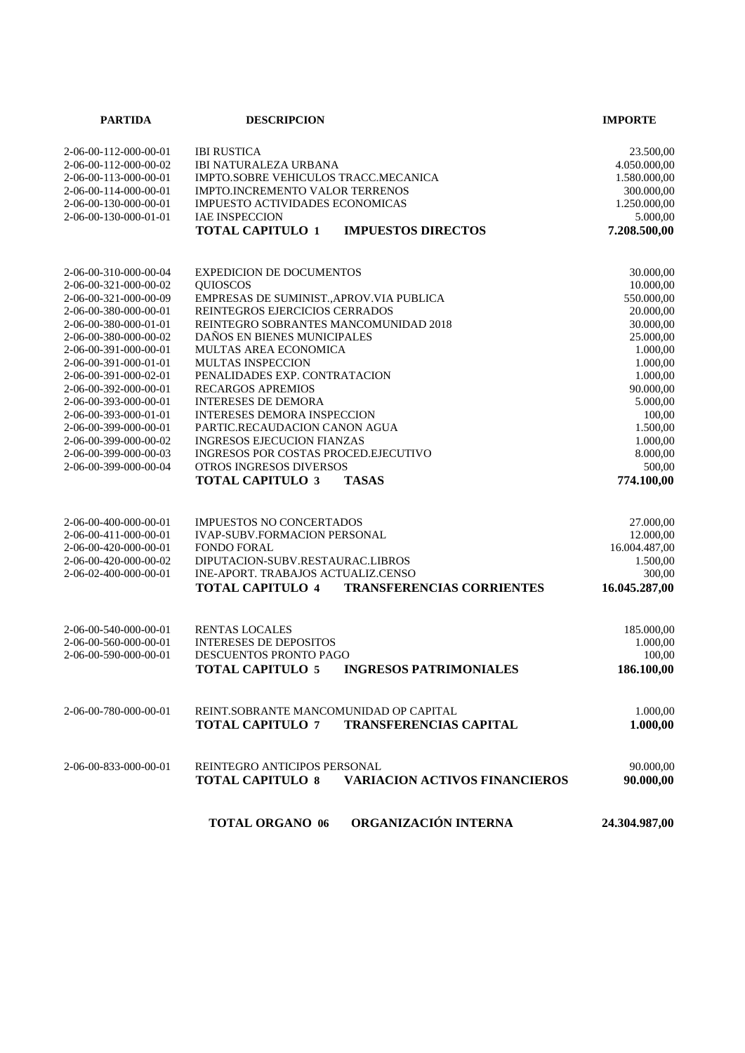| PARTIDA | DESCRIPCION | | IMPORTE |
|---|---|---|---|
| 2-06-00-112-000-00-01 | IBI RUSTICA | | 23.500,00 |
| 2-06-00-112-000-00-02 | IBI NATURALEZA URBANA | | 4.050.000,00 |
| 2-06-00-113-000-00-01 | IMPTO.SOBRE VEHICULOS TRACC.MECANICA | | 1.580.000,00 |
| 2-06-00-114-000-00-01 | IMPTO.INCREMENTO VALOR TERRENOS | | 300.000,00 |
| 2-06-00-130-000-00-01 | IMPUESTO ACTIVIDADES ECONOMICAS | | 1.250.000,00 |
| 2-06-00-130-000-01-01 | IAE INSPECCION | | 5.000,00 |
| | **TOTAL CAPITULO 1** | **IMPUESTOS DIRECTOS** | **7.208.500,00** |
| 2-06-00-310-000-00-04 | EXPEDICION DE DOCUMENTOS | | 30.000,00 |
| 2-06-00-321-000-00-02 | QUIOSCOS | | 10.000,00 |
| 2-06-00-321-000-00-09 | EMPRESAS DE SUMINIST.,APROV.VIA PUBLICA | | 550.000,00 |
| 2-06-00-380-000-00-01 | REINTEGROS EJERCICIOS CERRADOS | | 20.000,00 |
| 2-06-00-380-000-01-01 | REINTEGRO SOBRANTES MANCOMUNIDAD 2018 | | 30.000,00 |
| 2-06-00-380-000-00-02 | DAÑOS EN BIENES MUNICIPALES | | 25.000,00 |
| 2-06-00-391-000-00-01 | MULTAS AREA ECONOMICA | | 1.000,00 |
| 2-06-00-391-000-01-01 | MULTAS INSPECCION | | 1.000,00 |
| 2-06-00-391-000-02-01 | PENALIDADES EXP. CONTRATACION | | 1.000,00 |
| 2-06-00-392-000-00-01 | RECARGOS APREMIOS | | 90.000,00 |
| 2-06-00-393-000-00-01 | INTERESES DE DEMORA | | 5.000,00 |
| 2-06-00-393-000-01-01 | INTERESES DEMORA INSPECCION | | 100,00 |
| 2-06-00-399-000-00-01 | PARTIC.RECAUDACION CANON AGUA | | 1.500,00 |
| 2-06-00-399-000-00-02 | INGRESOS EJECUCION FIANZAS | | 1.000,00 |
| 2-06-00-399-000-00-03 | INGRESOS POR COSTAS PROCED.EJECUTIVO | | 8.000,00 |
| 2-06-00-399-000-00-04 | OTROS INGRESOS DIVERSOS | | 500,00 |
| | **TOTAL CAPITULO 3** | **TASAS** | **774.100,00** |
| 2-06-00-400-000-00-01 | IMPUESTOS NO CONCERTADOS | | 27.000,00 |
| 2-06-00-411-000-00-01 | IVAP-SUBV.FORMACION PERSONAL | | 12.000,00 |
| 2-06-00-420-000-00-01 | FONDO FORAL | | 16.004.487,00 |
| 2-06-00-420-000-00-02 | DIPUTACION-SUBV.RESTAURAC.LIBROS | | 1.500,00 |
| 2-06-02-400-000-00-01 | INE-APORT. TRABAJOS ACTUALIZ.CENSO | | 300,00 |
| | **TOTAL CAPITULO 4** | **TRANSFERENCIAS CORRIENTES** | **16.045.287,00** |
| 2-06-00-540-000-00-01 | RENTAS LOCALES | | 185.000,00 |
| 2-06-00-560-000-00-01 | INTERESES DE DEPOSITOS | | 1.000,00 |
| 2-06-00-590-000-00-01 | DESCUENTOS PRONTO PAGO | | 100,00 |
| | **TOTAL CAPITULO 5** | **INGRESOS PATRIMONIALES** | **186.100,00** |
| 2-06-00-780-000-00-01 | REINT.SOBRANTE MANCOMUNIDAD OP CAPITAL | | 1.000,00 |
| | **TOTAL CAPITULO 7** | **TRANSFERENCIAS CAPITAL** | **1.000,00** |
| 2-06-00-833-000-00-01 | REINTEGRO ANTICIPOS PERSONAL | | 90.000,00 |
| | **TOTAL CAPITULO 8** | **VARIACION ACTIVOS FINANCIEROS** | **90.000,00** |
| | **TOTAL ORGANO 06** | **ORGANIZACIÓN INTERNA** | **24.304.987,00** |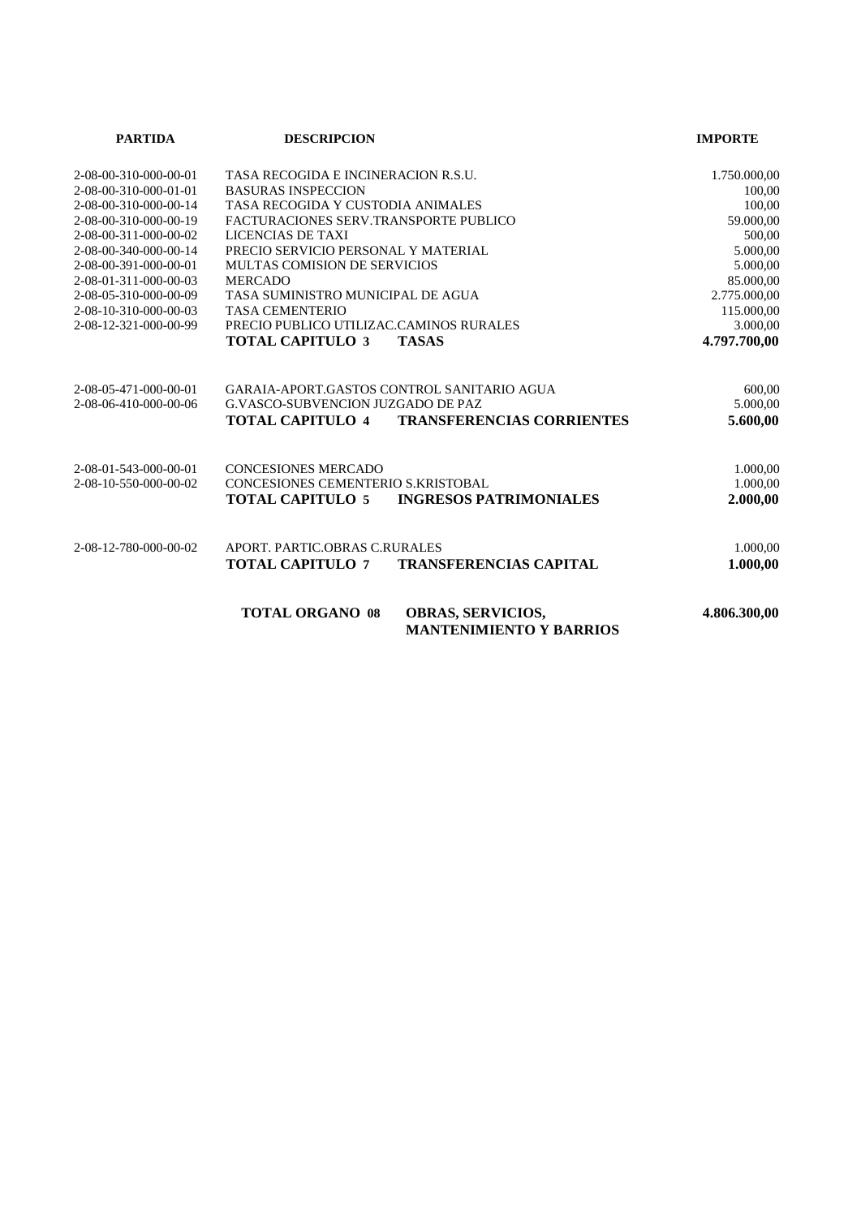| PARTIDA | DESCRIPCION | | IMPORTE |
|---|---|---|---|
| 2-08-00-310-000-00-01 | TASA RECOGIDA E INCINERACION R.S.U. | | 1.750.000,00 |
| 2-08-00-310-000-01-01 | BASURAS INSPECCION | | 100,00 |
| 2-08-00-310-000-00-14 | TASA RECOGIDA Y CUSTODIA ANIMALES | | 100,00 |
| 2-08-00-310-000-00-19 | FACTURACIONES SERV.TRANSPORTE PUBLICO | | 59.000,00 |
| 2-08-00-311-000-00-02 | LICENCIAS DE TAXI | | 500,00 |
| 2-08-00-340-000-00-14 | PRECIO SERVICIO PERSONAL Y MATERIAL | | 5.000,00 |
| 2-08-00-391-000-00-01 | MULTAS COMISION DE SERVICIOS | | 5.000,00 |
| 2-08-01-311-000-00-03 | MERCADO | | 85.000,00 |
| 2-08-05-310-000-00-09 | TASA SUMINISTRO MUNICIPAL DE AGUA | | 2.775.000,00 |
| 2-08-10-310-000-00-03 | TASA CEMENTERIO | | 115.000,00 |
| 2-08-12-321-000-00-99 | PRECIO PUBLICO UTILIZAC.CAMINOS RURALES | | 3.000,00 |
| | **TOTAL CAPITULO 3** | **TASAS** | **4.797.700,00** |
| | | | |
| 2-08-05-471-000-00-01 | GARAIA-APORT.GASTOS CONTROL SANITARIO AGUA | | 600,00 |
| 2-08-06-410-000-00-06 | G.VASCO-SUBVENCION JUZGADO DE PAZ | | 5.000,00 |
| | **TOTAL CAPITULO 4** | **TRANSFERENCIAS CORRIENTES** | **5.600,00** |
| | | | |
| 2-08-01-543-000-00-01 | CONCESIONES MERCADO | | 1.000,00 |
| 2-08-10-550-000-00-02 | CONCESIONES CEMENTERIO S.KRISTOBAL | | 1.000,00 |
| | **TOTAL CAPITULO 5** | **INGRESOS PATRIMONIALES** | **2.000,00** |
| | | | |
| 2-08-12-780-000-00-02 | APORT. PARTIC.OBRAS C.RURALES | | 1.000,00 |
| | **TOTAL CAPITULO 7** | **TRANSFERENCIAS CAPITAL** | **1.000,00** |
| | | | |
| | **TOTAL ORGANO 08** | **OBRAS, SERVICIOS, MANTENIMIENTO Y BARRIOS** | **4.806.300,00** |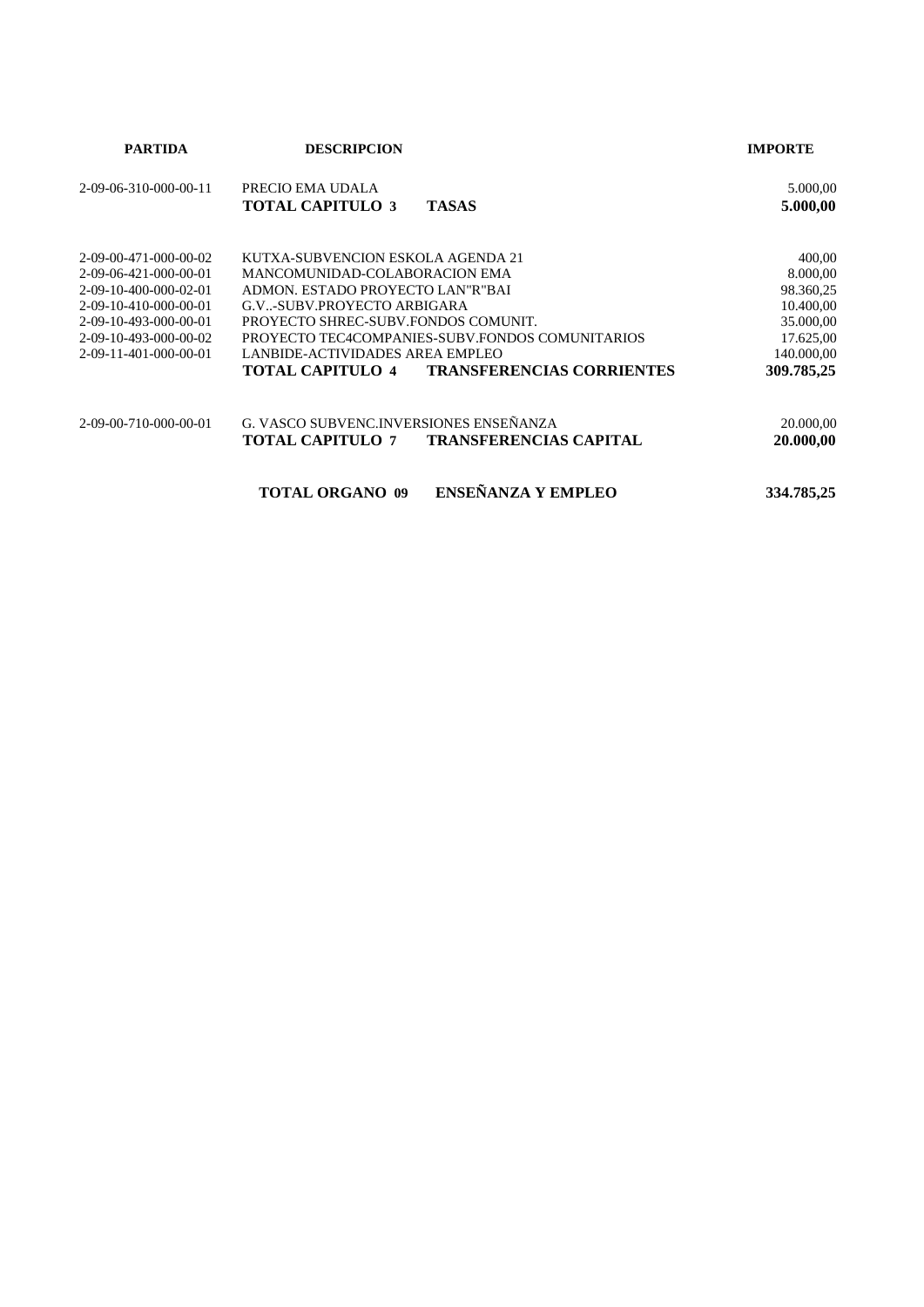| PARTIDA | DESCRIPCION | | IMPORTE |
|---|---|---|---|
| 2-09-06-310-000-00-11 | PRECIO EMA UDALA | | 5.000,00 |
| | **TOTAL CAPITULO 3** | **TASAS** | **5.000,00** |
| 2-09-00-471-000-00-02 | KUTXA-SUBVENCION ESKOLA AGENDA 21 | | 400,00 |
| 2-09-06-421-000-00-01 | MANCOMUNIDAD-COLABORACION EMA | | 8.000,00 |
| 2-09-10-400-000-02-01 | ADMON. ESTADO PROYECTO LAN"R"BAI | | 98.360,25 |
| 2-09-10-410-000-00-01 | G.V..-SUBV.PROYECTO ARBIGARA | | 10.400,00 |
| 2-09-10-493-000-00-01 | PROYECTO SHREC-SUBV.FONDOS COMUNIT. | | 35.000,00 |
| 2-09-10-493-000-00-02 | PROYECTO TEC4COMPANIES-SUBV.FONDOS COMUNITARIOS | | 17.625,00 |
| 2-09-11-401-000-00-01 | LANBIDE-ACTIVIDADES AREA EMPLEO | | 140.000,00 |
| | **TOTAL CAPITULO 4** | **TRANSFERENCIAS CORRIENTES** | **309.785,25** |
| 2-09-00-710-000-00-01 | G. VASCO SUBVENC.INVERSIONES ENSEÑANZA | | 20.000,00 |
| | **TOTAL CAPITULO 7** | **TRANSFERENCIAS CAPITAL** | **20.000,00** |
| | **TOTAL ORGANO 09** | **ENSEÑANZA Y EMPLEO** | **334.785,25** |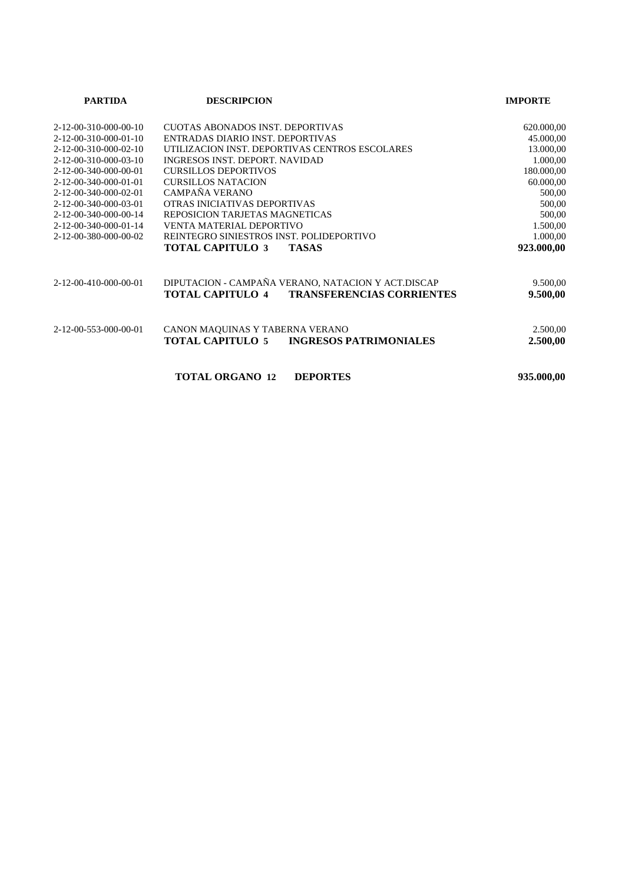| PARTIDA | DESCRIPCION | IMPORTE |
|---|---|---|
| 2-12-00-310-000-00-10 | CUOTAS ABONADOS INST. DEPORTIVAS | 620.000,00 |
| 2-12-00-310-000-01-10 | ENTRADAS DIARIO INST. DEPORTIVAS | 45.000,00 |
| 2-12-00-310-000-02-10 | UTILIZACION INST. DEPORTIVAS CENTROS ESCOLARES | 13.000,00 |
| 2-12-00-310-000-03-10 | INGRESOS INST. DEPORT. NAVIDAD | 1.000,00 |
| 2-12-00-340-000-00-01 | CURSILLOS DEPORTIVOS | 180.000,00 |
| 2-12-00-340-000-01-01 | CURSILLOS NATACION | 60.000,00 |
| 2-12-00-340-000-02-01 | CAMPAÑA VERANO | 500,00 |
| 2-12-00-340-000-03-01 | OTRAS INICIATIVAS DEPORTIVAS | 500,00 |
| 2-12-00-340-000-00-14 | REPOSICION TARJETAS MAGNETICAS | 500,00 |
| 2-12-00-340-000-01-14 | VENTA MATERIAL DEPORTIVO | 1.500,00 |
| 2-12-00-380-000-00-02 | REINTEGRO SINIESTROS INST. POLIDEPORTIVO | 1.000,00 |
| | **TOTAL CAPITULO 3 TASAS** | **923.000,00** |
| 2-12-00-410-000-00-01 | DIPUTACION - CAMPAÑA VERANO, NATACION Y ACT.DISCAP | 9.500,00 |
| | **TOTAL CAPITULO 4 TRANSFERENCIAS CORRIENTES** | **9.500,00** |
| 2-12-00-553-000-00-01 | CANON MAQUINAS Y TABERNA VERANO | 2.500,00 |
| | **TOTAL CAPITULO 5 INGRESOS PATRIMONIALES** | **2.500,00** |
| | **TOTAL ORGANO 12 DEPORTES** | **935.000,00** |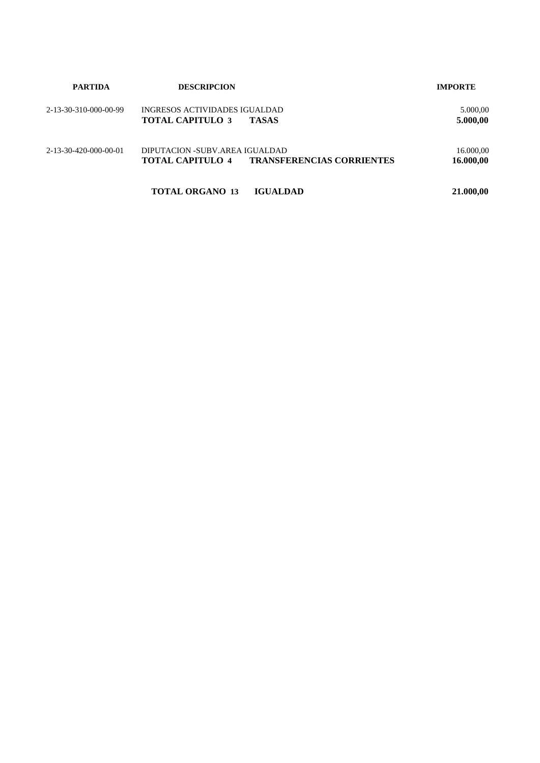| PARTIDA | DESCRIPCION | IMPORTE |
|---|---|---|
| 2-13-30-310-000-00-99 | INGRESOS ACTIVIDADES IGUALDAD | 5.000,00 |
| | **TOTAL CAPITULO 3 TASAS** | **5.000,00** |
| 2-13-30-420-000-00-01 | DIPUTACION -SUBV.AREA IGUALDAD | 16.000,00 |
| | **TOTAL CAPITULO 4 TRANSFERENCIAS CORRIENTES** | **16.000,00** |
| | **TOTAL ORGANO 13 IGUALDAD** | **21.000,00** |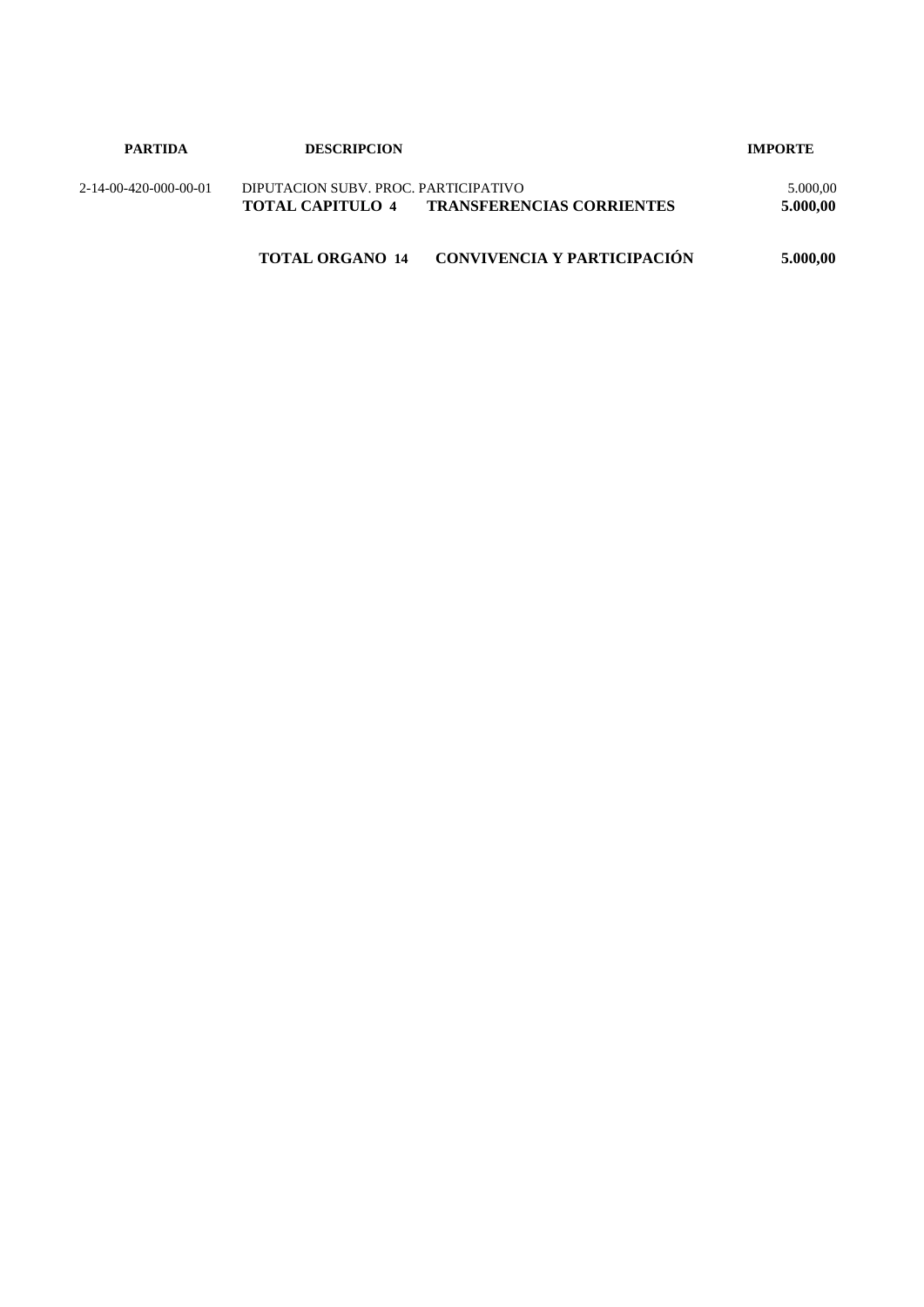| PARTIDA | DESCRIPCION | | IMPORTE |
|---|---|---|---|
| 2-14-00-420-000-00-01 | DIPUTACION SUBV. PROC. PARTICIPATIVO | | 5.000,00 |
| | **TOTAL CAPITULO 4** | **TRANSFERENCIAS CORRIENTES** | **5.000,00** |
| | **TOTAL ORGANO 14** | **CONVIVENCIA Y PARTICIPACIÓN** | **5.000,00** |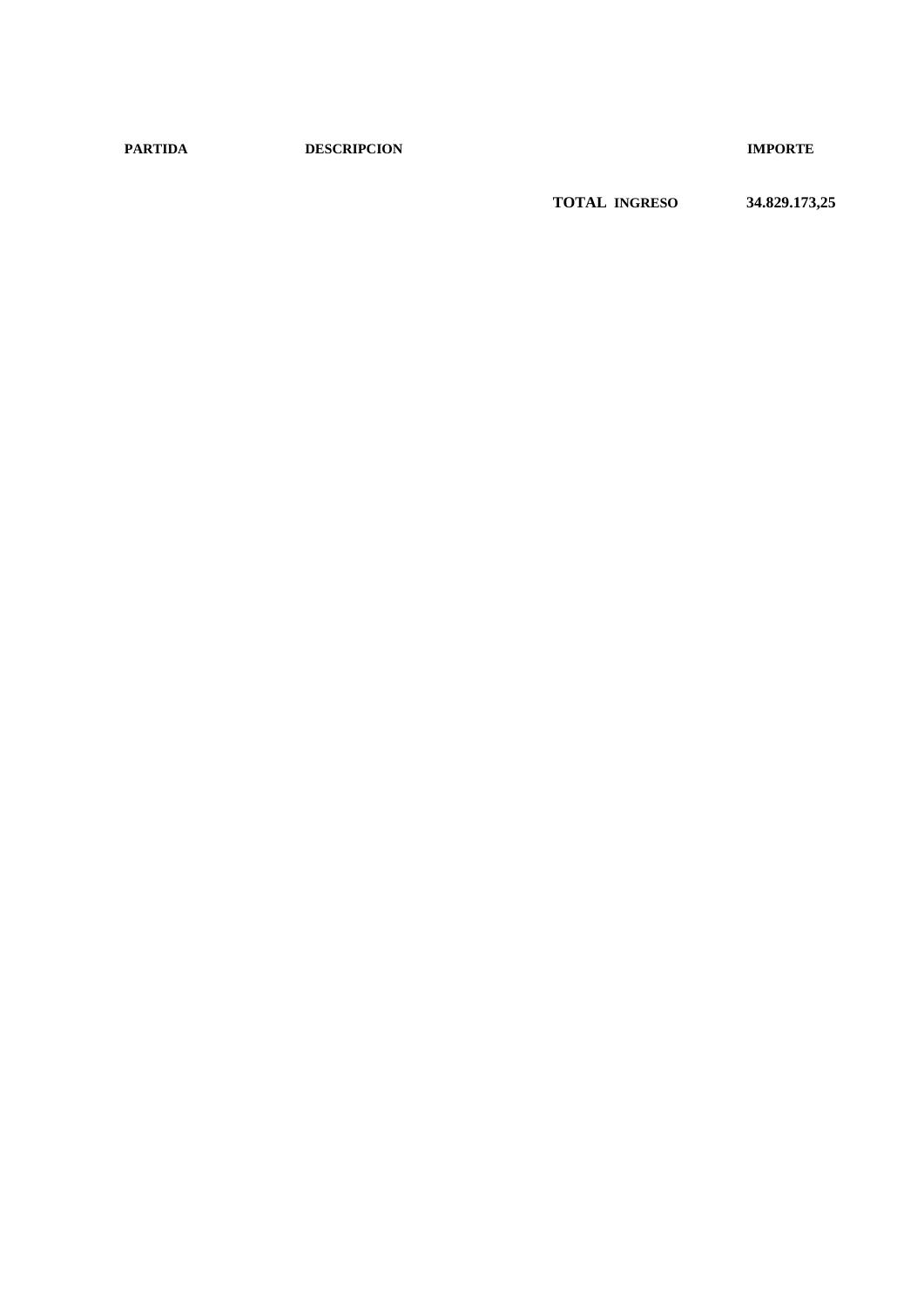| PARTIDA | DESCRIPCION | | IMPORTE |
|---|---|---|---|
| | | **TOTAL INGRESO** | **34.829.173,25** |